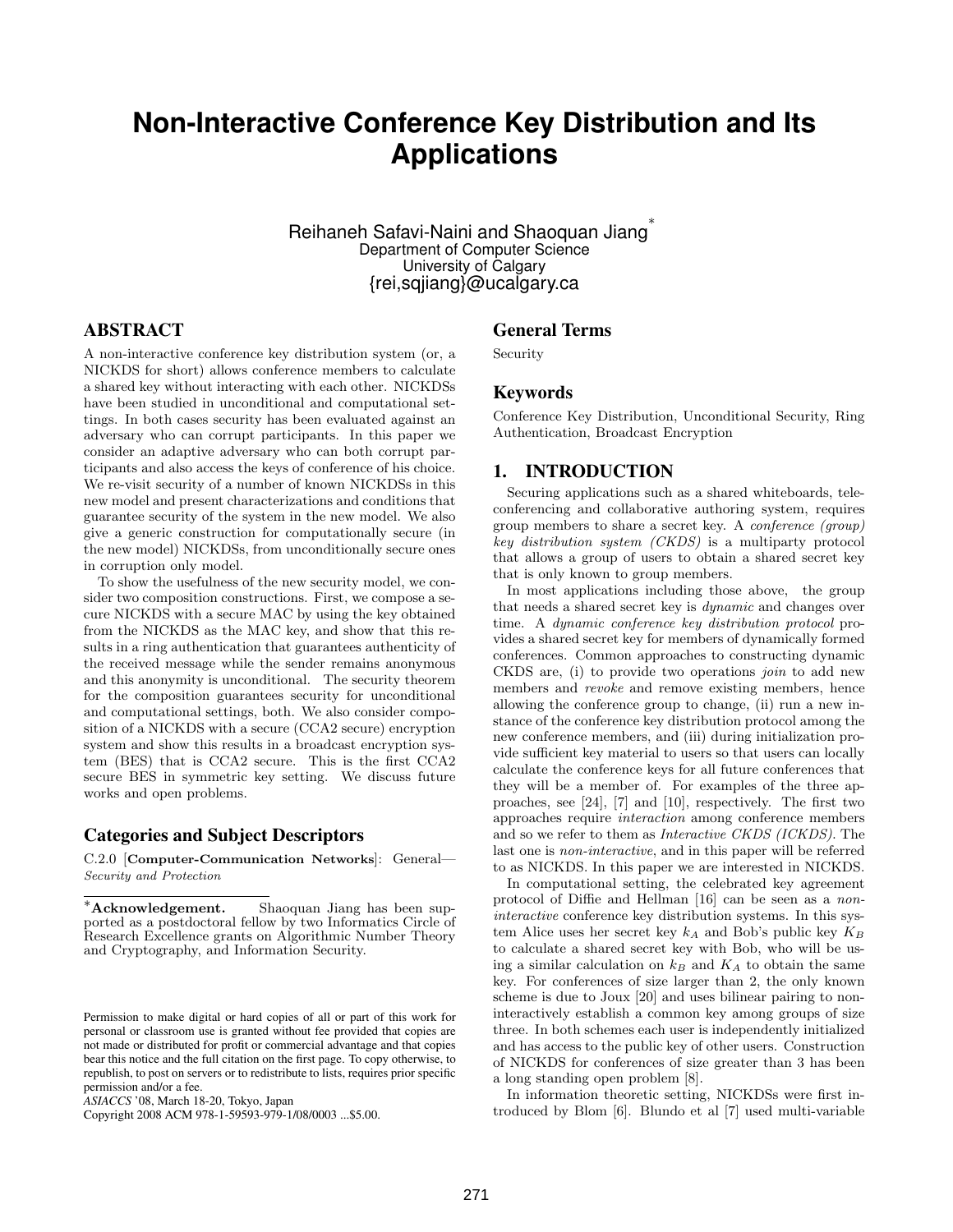# Non-Interactive Conference Key Distribution and Its Applications

Reihaneh Safavi-Naini and Shaoquan Jiang*
Department of Computer Science
University of Calgary
{rei,sqjiang}@ucalgary.ca

## ABSTRACT

A non-interactive conference key distribution system (or, a NICKDS for short) allows conference members to calculate a shared key without interacting with each other. NICKDSs have been studied in unconditional and computational settings. In both cases security has been evaluated against an adversary who can corrupt participants. In this paper we consider an adaptive adversary who can both corrupt participants and also access the keys of conference of his choice. We re-visit security of a number of known NICKDSs in this new model and present characterizations and conditions that guarantee security of the system in the new model. We also give a generic construction for computationally secure (in the new model) NICKDSs, from unconditionally secure ones in corruption only model.

To show the usefulness of the new security model, we consider two composition constructions. First, we compose a secure NICKDS with a secure MAC by using the key obtained from the NICKDS as the MAC key, and show that this results in a ring authentication that guarantees authenticity of the received message while the sender remains anonymous and this anonymity is unconditional. The security theorem for the composition guarantees security for unconditional and computational settings, both. We also consider composition of a NICKDS with a secure (CCA2 secure) encryption system and show this results in a broadcast encryption system (BES) that is CCA2 secure. This is the first CCA2 secure BES in symmetric key setting. We discuss future works and open problems.

## Categories and Subject Descriptors

C.2.0 [**Computer-Communication Networks**]: General—*Security and Protection*

## General Terms

Security

## Keywords

Conference Key Distribution, Unconditional Security, Ring Authentication, Broadcast Encryption

## 1. INTRODUCTION

Securing applications such as a shared whiteboards, teleconferencing and collaborative authoring system, requires group members to share a secret key. A *conference (group) key distribution system (CKDS)* is a multiparty protocol that allows a group of users to obtain a shared secret key that is only known to group members.

In most applications including those above, the group that needs a shared secret key is *dynamic* and changes over time. A *dynamic conference key distribution protocol* provides a shared secret key for members of dynamically formed conferences. Common approaches to constructing dynamic CKDS are, (i) to provide two operations *join* to add new members and *revoke* and remove existing members, hence allowing the conference group to change, (ii) run a new instance of the conference key distribution protocol among the new conference members, and (iii) during initialization provide sufficient key material to users so that users can locally calculate the conference keys for all future conferences that they will be a member of. For examples of the three approaches, see [24], [7] and [10], respectively. The first two approaches require *interaction* among conference members and so we refer to them as *Interactive CKDS (ICKDS)*. The last one is *non-interactive*, and in this paper will be referred to as NICKDS. In this paper we are interested in NICKDS.

In computational setting, the celebrated key agreement protocol of Diffie and Hellman [16] can be seen as a *non-interactive* conference key distribution systems. In this system Alice uses her secret key $k_A$ and Bob's public key $K_B$ to calculate a shared secret key with Bob, who will be using a similar calculation on $k_B$ and $K_A$ to obtain the same key. For conferences of size larger than 2, the only known scheme is due to Joux [20] and uses bilinear pairing to non-interactively establish a common key among groups of size three. In both schemes each user is independently initialized and has access to the public key of other users. Construction of NICKDS for conferences of size greater than 3 has been a long standing open problem [8].

In information theoretic setting, NICKDSs were first introduced by Blom [6]. Blundo et al [7] used multi-variable

---

*__Acknowledgement.__ Shaoquan Jiang has been supported as a postdoctoral fellow by two Informatics Circle of Research Excellence grants on Algorithmic Number Theory and Cryptography, and Information Security.

Permission to make digital or hard copies of all or part of this work for personal or classroom use is granted without fee provided that copies are not made or distributed for profit or commercial advantage and that copies bear this notice and the full citation on the first page. To copy otherwise, to republish, to post on servers or to redistribute to lists, requires prior specific permission and/or a fee.
*ASIACCS* '08, March 18-20, Tokyo, Japan
Copyright 2008 ACM 978-1-59593-979-1/08/0003 ...$5.00.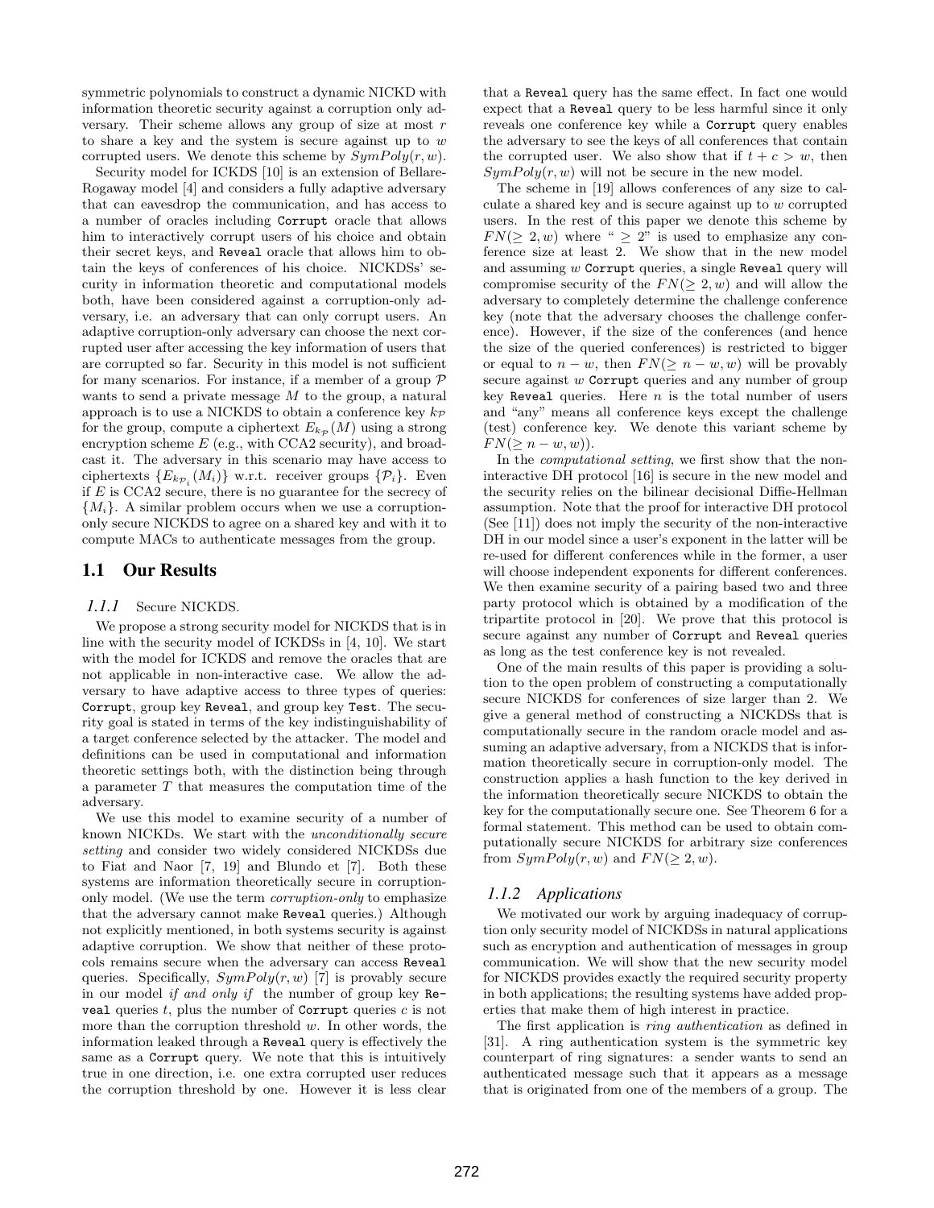symmetric polynomials to construct a dynamic NICKD with information theoretic security against a corruption only adversary. Their scheme allows any group of size at most $r$ to share a key and the system is secure against up to $w$ corrupted users. We denote this scheme by $SymPoly(r, w)$.

Security model for ICKDS [10] is an extension of Bellare-Rogaway model [4] and considers a fully adaptive adversary that can eavesdrop the communication, and has access to a number of oracles including `Corrupt` oracle that allows him to interactively corrupt users of his choice and obtain their secret keys, and `Reveal` oracle that allows him to obtain the keys of conferences of his choice. NICKDSs' security in information theoretic and computational models both, have been considered against a corruption-only adversary, i.e. an adversary that can only corrupt users. An adaptive corruption-only adversary can choose the next corrupted user after accessing the key information of users that are corrupted so far. Security in this model is not sufficient for many scenarios. For instance, if a member of a group $\mathcal{P}$ wants to send a private message $M$ to the group, a natural approach is to use a NICKDS to obtain a conference key $k_{\mathcal{P}}$ for the group, compute a ciphertext $E_{k_{\mathcal{P}}}(M)$ using a strong encryption scheme $E$ (e.g., with CCA2 security), and broadcast it. The adversary in this scenario may have access to ciphertexts $\{E_{k_{\mathcal{P}_i}}(M_i)\}$ w.r.t. receiver groups $\{\mathcal{P}_i\}$. Even if $E$ is CCA2 secure, there is no guarantee for the secrecy of $\{M_i\}$. A similar problem occurs when we use a corruption-only secure NICKDS to agree on a shared key and with it to compute MACs to authenticate messages from the group.

## 1.1 Our Results

### 1.1.1 Secure NICKDS.

We propose a strong security model for NICKDS that is in line with the security model of ICKDSs in [4, 10]. We start with the model for ICKDS and remove the oracles that are not applicable in non-interactive case. We allow the adversary to have adaptive access to three types of queries: `Corrupt`, group key `Reveal`, and group key `Test`. The security goal is stated in terms of the key indistinguishability of a target conference selected by the attacker. The model and definitions can be used in computational and information theoretic settings both, with the distinction being through a parameter $T$ that measures the computation time of the adversary.

We use this model to examine security of a number of known NICKDs. We start with the *unconditionally secure setting* and consider two widely considered NICKDSs due to Fiat and Naor [7, 19] and Blundo et [7]. Both these systems are information theoretically secure in corruption-only model. (We use the term *corruption-only* to emphasize that the adversary cannot make `Reveal` queries.) Although not explicitly mentioned, in both systems security is against adaptive corruption. We show that neither of these protocols remains secure when the adversary can access `Reveal` queries. Specifically, $SymPoly(r, w)$ [7] is provably secure in our model *if and only if* the number of group key `Reveal` queries $t$, plus the number of `Corrupt` queries $c$ is not more than the corruption threshold $w$. In other words, the information leaked through a `Reveal` query is effectively the same as a `Corrupt` query. We note that this is intuitively true in one direction, i.e. one extra corrupted user reduces the corruption threshold by one. However it is less clear that a `Reveal` query has the same effect. In fact one would expect that a `Reveal` query to be less harmful since it only reveals one conference key while a `Corrupt` query enables the adversary to see the keys of all conferences that contain the corrupted user. We also show that if $t + c > w$, then $SymPoly(r, w)$ will not be secure in the new model.

The scheme in [19] allows conferences of any size to calculate a shared key and is secure against up to $w$ corrupted users. In the rest of this paper we denote this scheme by $FN(\geq 2, w)$ where "$\geq 2$" is used to emphasize any conference size at least 2. We show that in the new model and assuming $w$ `Corrupt` queries, a single `Reveal` query will compromise security of the $FN(\geq 2, w)$ and will allow the adversary to completely determine the challenge conference key (note that the adversary chooses the challenge conference). However, if the size of the conferences (and hence the size of the queried conferences) is restricted to bigger or equal to $n - w$, then $FN(\geq n - w, w)$ will be provably secure against $w$ `Corrupt` queries and any number of group key `Reveal` queries. Here $n$ is the total number of users and "any" means all conference keys except the challenge (test) conference key. We denote this variant scheme by $FN(\geq n - w, w)$).

In the *computational setting*, we first show that the non-interactive DH protocol [16] is secure in the new model and the security relies on the bilinear decisional Diffie-Hellman assumption. Note that the proof for interactive DH protocol (See [11]) does not imply the security of the non-interactive DH in our model since a user's exponent in the latter will be re-used for different conferences while in the former, a user will choose independent exponents for different conferences. We then examine security of a pairing based two and three party protocol which is obtained by a modification of the tripartite protocol in [20]. We prove that this protocol is secure against any number of `Corrupt` and `Reveal` queries as long as the test conference key is not revealed.

One of the main results of this paper is providing a solution to the open problem of constructing a computationally secure NICKDS for conferences of size larger than 2. We give a general method of constructing a NICKDSs that is computationally secure in the random oracle model and assuming an adaptive adversary, from a NICKDS that is information theoretically secure in corruption-only model. The construction applies a hash function to the key derived in the information theoretically secure NICKDS to obtain the key for the computationally secure one. See Theorem 6 for a formal statement. This method can be used to obtain computationally secure NICKDS for arbitrary size conferences from $SymPoly(r, w)$ and $FN(\geq 2, w)$.

### 1.1.2 Applications

We motivated our work by arguing inadequacy of corruption only security model of NICKDSs in natural applications such as encryption and authentication of messages in group communication. We will show that the new security model for NICKDS provides exactly the required security property in both applications; the resulting systems have added properties that make them of high interest in practice.

The first application is *ring authentication* as defined in [31]. A ring authentication system is the symmetric key counterpart of ring signatures: a sender wants to send an authenticated message such that it appears as a message that is originated from one of the members of a group. The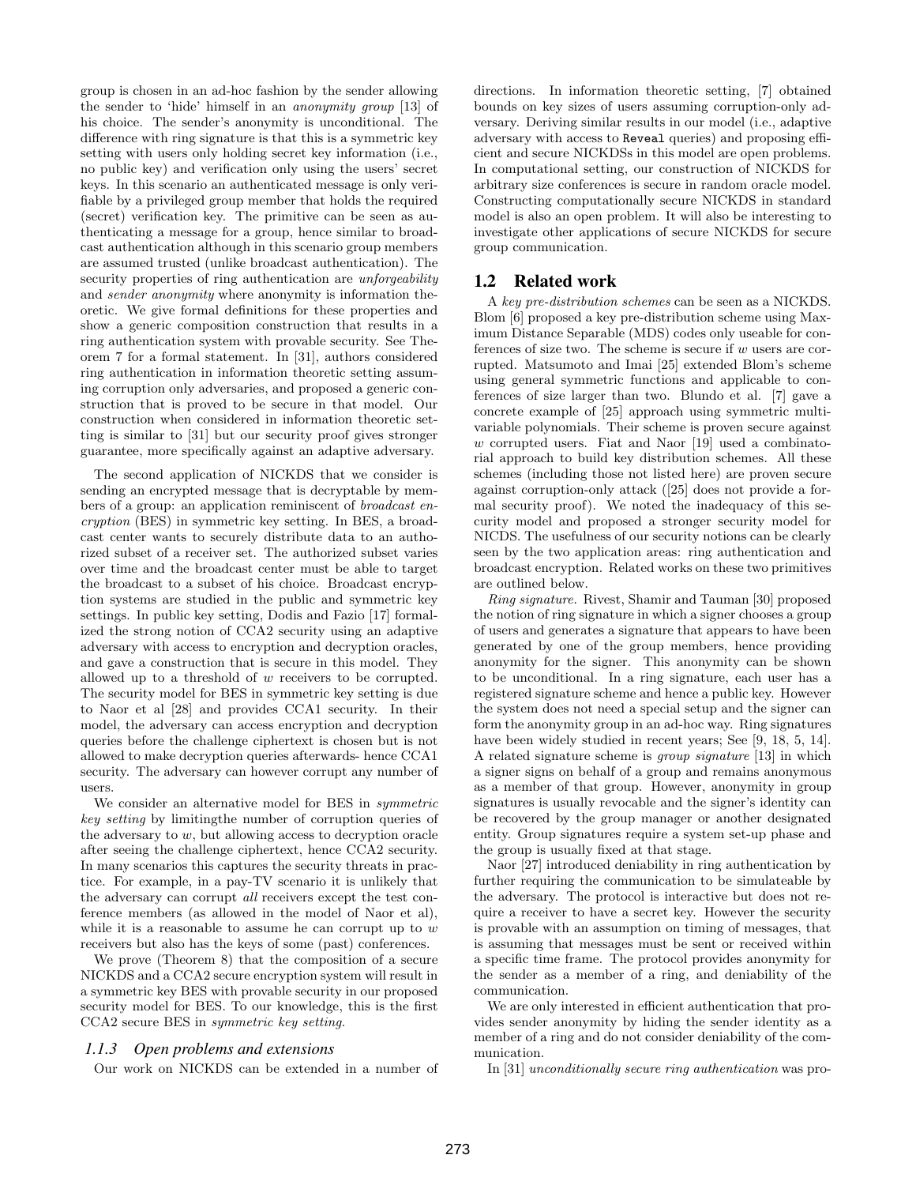group is chosen in an ad-hoc fashion by the sender allowing the sender to 'hide' himself in an *anonymity group* [13] of his choice. The sender's anonymity is unconditional. The difference with ring signature is that this is a symmetric key setting with users only holding secret key information (i.e., no public key) and verification only using the users' secret keys. In this scenario an authenticated message is only verifiable by a privileged group member that holds the required (secret) verification key. The primitive can be seen as authenticating a message for a group, hence similar to broadcast authentication although in this scenario group members are assumed trusted (unlike broadcast authentication). The security properties of ring authentication are *unforgeability* and *sender anonymity* where anonymity is information theoretic. We give formal definitions for these properties and show a generic composition construction that results in a ring authentication system with provable security. See Theorem 7 for a formal statement. In [31], authors considered ring authentication in information theoretic setting assuming corruption only adversaries, and proposed a generic construction that is proved to be secure in that model. Our construction when considered in information theoretic setting is similar to [31] but our security proof gives stronger guarantee, more specifically against an adaptive adversary.

The second application of NICKDS that we consider is sending an encrypted message that is decryptable by members of a group: an application reminiscent of *broadcast encryption* (BES) in symmetric key setting. In BES, a broadcast center wants to securely distribute data to an authorized subset of a receiver set. The authorized subset varies over time and the broadcast center must be able to target the broadcast to a subset of his choice. Broadcast encryption systems are studied in the public and symmetric key settings. In public key setting, Dodis and Fazio [17] formalized the strong notion of CCA2 security using an adaptive adversary with access to encryption and decryption oracles, and gave a construction that is secure in this model. They allowed up to a threshold of $w$ receivers to be corrupted. The security model for BES in symmetric key setting is due to Naor et al [28] and provides CCA1 security. In their model, the adversary can access encryption and decryption queries before the challenge ciphertext is chosen but is not allowed to make decryption queries afterwards- hence CCA1 security. The adversary can however corrupt any number of users.

We consider an alternative model for BES in *symmetric key setting* by limitingthe number of corruption queries of the adversary to $w$, but allowing access to decryption oracle after seeing the challenge ciphertext, hence CCA2 security. In many scenarios this captures the security threats in practice. For example, in a pay-TV scenario it is unlikely that the adversary can corrupt *all* receivers except the test conference members (as allowed in the model of Naor et al), while it is a reasonable to assume he can corrupt up to $w$ receivers but also has the keys of some (past) conferences.

We prove (Theorem 8) that the composition of a secure NICKDS and a CCA2 secure encryption system will result in a symmetric key BES with provable security in our proposed security model for BES. To our knowledge, this is the first CCA2 secure BES in *symmetric key setting*.

### *1.1.3 Open problems and extensions*

Our work on NICKDS can be extended in a number of directions. In information theoretic setting, [7] obtained bounds on key sizes of users assuming corruption-only adversary. Deriving similar results in our model (i.e., adaptive adversary with access to Reveal queries) and proposing efficient and secure NICKDSs in this model are open problems. In computational setting, our construction of NICKDS for arbitrary size conferences is secure in random oracle model. Constructing computationally secure NICKDS in standard model is also an open problem. It will also be interesting to investigate other applications of secure NICKDS for secure group communication.

## 1.2 Related work

A *key pre-distribution schemes* can be seen as a NICKDS. Blom [6] proposed a key pre-distribution scheme using Maximum Distance Separable (MDS) codes only useable for conferences of size two. The scheme is secure if $w$ users are corrupted. Matsumoto and Imai [25] extended Blom's scheme using general symmetric functions and applicable to conferences of size larger than two. Blundo et al. [7] gave a concrete example of [25] approach using symmetric multivariable polynomials. Their scheme is proven secure against $w$ corrupted users. Fiat and Naor [19] used a combinatorial approach to build key distribution schemes. All these schemes (including those not listed here) are proven secure against corruption-only attack ([25] does not provide a formal security proof). We noted the inadequacy of this security model and proposed a stronger security model for NICDS. The usefulness of our security notions can be clearly seen by the two application areas: ring authentication and broadcast encryption. Related works on these two primitives are outlined below.

*Ring signature.* Rivest, Shamir and Tauman [30] proposed the notion of ring signature in which a signer chooses a group of users and generates a signature that appears to have been generated by one of the group members, hence providing anonymity for the signer. This anonymity can be shown to be unconditional. In a ring signature, each user has a registered signature scheme and hence a public key. However the system does not need a special setup and the signer can form the anonymity group in an ad-hoc way. Ring signatures have been widely studied in recent years; See [9, 18, 5, 14]. A related signature scheme is *group signature* [13] in which a signer signs on behalf of a group and remains anonymous as a member of that group. However, anonymity in group signatures is usually revocable and the signer's identity can be recovered by the group manager or another designated entity. Group signatures require a system set-up phase and the group is usually fixed at that stage.

Naor [27] introduced deniability in ring authentication by further requiring the communication to be simulateable by the adversary. The protocol is interactive but does not require a receiver to have a secret key. However the security is provable with an assumption on timing of messages, that is assuming that messages must be sent or received within a specific time frame. The protocol provides anonymity for the sender as a member of a ring, and deniability of the communication.

We are only interested in efficient authentication that provides sender anonymity by hiding the sender identity as a member of a ring and do not consider deniability of the communication.

In [31] *unconditionally secure ring authentication* was pro-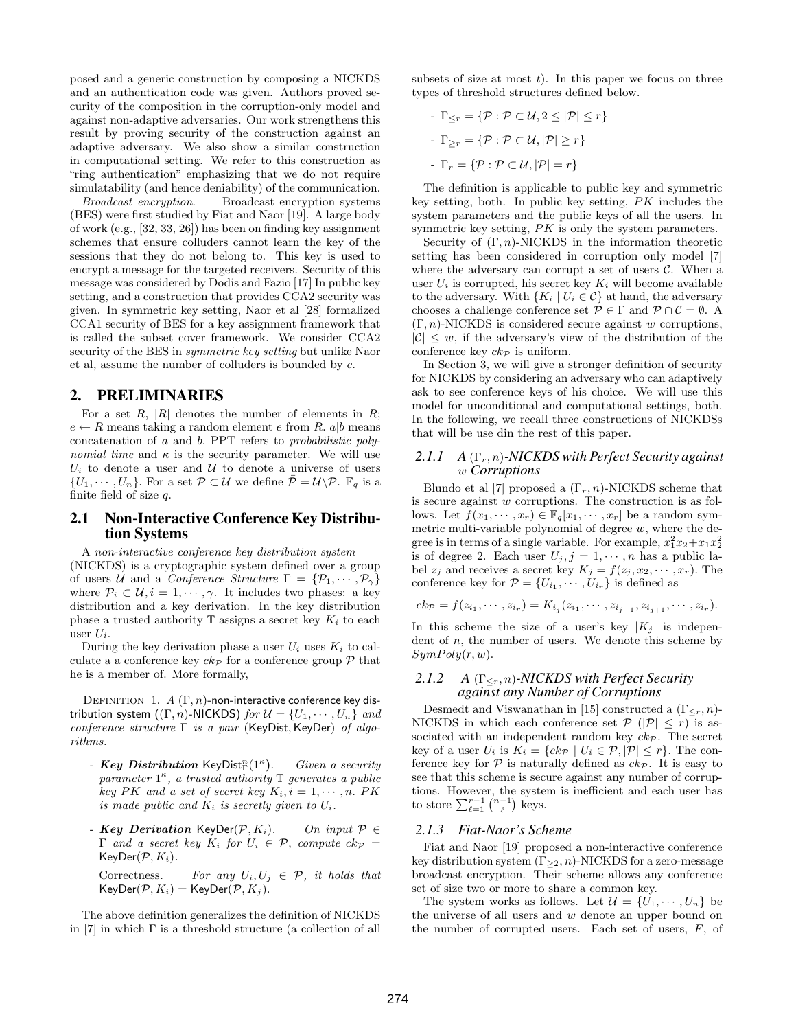posed and a generic construction by composing a NICKDS and an authentication code was given. Authors proved security of the composition in the corruption-only model and against non-adaptive adversaries. Our work strengthens this result by proving security of the construction against an adaptive adversary. We also show a similar construction in computational setting. We refer to this construction as "ring authentication" emphasizing that we do not require simulatability (and hence deniability) of the communication.

*Broadcast encryption.* Broadcast encryption systems (BES) were first studied by Fiat and Naor [19]. A large body of work (e.g., [32, 33, 26]) has been on finding key assignment schemes that ensure colluders cannot learn the key of the sessions that they do not belong to. This key is used to encrypt a message for the targeted receivers. Security of this message was considered by Dodis and Fazio [17] In public key setting, and a construction that provides CCA2 security was given. In symmetric key setting, Naor et al [28] formalized CCA1 security of BES for a key assignment framework that is called the subset cover framework. We consider CCA2 security of the BES in *symmetric key setting* but unlike Naor et al, assume the number of colluders is bounded by $c$.

## 2. PRELIMINARIES

For a set $R$, $|R|$ denotes the number of elements in $R$; $e \leftarrow R$ means taking a random element $e$ from $R$. $a|b$ means concatenation of $a$ and $b$. PPT refers to *probabilistic polynomial time* and $\kappa$ is the security parameter. We will use $U_i$ to denote a user and $\mathcal{U}$ to denote a universe of users $\{U_1, \cdots, U_n\}$. For a set $\mathcal{P} \subset \mathcal{U}$ we define $\bar{\mathcal{P}} = \mathcal{U} \backslash \mathcal{P}$. $\mathbb{F}_q$ is a finite field of size $q$.

### 2.1 Non-Interactive Conference Key Distribution Systems

A *non-interactive conference key distribution system* (NICKDS) is a cryptographic system defined over a group of users $\mathcal{U}$ and a *Conference Structure* $\Gamma = \{\mathcal{P}_1, \cdots, \mathcal{P}_\gamma\}$ where $\mathcal{P}_i \subset \mathcal{U}, i = 1, \cdots, \gamma$. It includes two phases: a key distribution and a key derivation. In the key distribution phase a trusted authority $\mathbb{T}$ assigns a secret key $K_i$ to each user $U_i$.

During the key derivation phase a user $U_i$ uses $K_i$ to calculate a a conference key $ck_\mathcal{P}$ for a conference group $\mathcal{P}$ that he is a member of. More formally,

DEFINITION 1. *A $(\Gamma, n)$-non-interactive conference key distribution system ($(\Gamma, n)$-NICKDS) for $\mathcal{U} = \{U_1, \cdots, U_n\}$ and conference structure $\Gamma$ is a pair* (KeyDist, KeyDer) *of algorithms.*

- ***Key Distribution*** $\mathsf{KeyDist}^n_\Gamma(1^\kappa)$. *Given a security parameter $1^\kappa$, a trusted authority $\mathbb{T}$ generates a public key $PK$ and a set of secret key $K_i, i = 1, \cdots, n$. $PK$ is made public and $K_i$ is secretly given to $U_i$.*
- ***Key Derivation*** $\mathsf{KeyDer}(\mathcal{P}, K_i)$. *On input $\mathcal{P} \in \Gamma$ and a secret key $K_i$ for $U_i \in \mathcal{P}$, compute $ck_\mathcal{P} = \mathsf{KeyDer}(\mathcal{P}, K_i)$.*

  Correctness. *For any $U_i, U_j \in \mathcal{P}$, it holds that $\mathsf{KeyDer}(\mathcal{P}, K_i) = \mathsf{KeyDer}(\mathcal{P}, K_j)$.*

The above definition generalizes the definition of NICKDS in [7] in which $\Gamma$ is a threshold structure (a collection of all subsets of size at most $t$). In this paper we focus on three types of threshold structures defined below.

- $\Gamma_{\leq r} = \{\mathcal{P} : \mathcal{P} \subset \mathcal{U}, 2 \leq |\mathcal{P}| \leq r\}$
- $\Gamma_{\geq r} = \{\mathcal{P} : \mathcal{P} \subset \mathcal{U}, |\mathcal{P}| \geq r\}$
- $\Gamma_r = \{\mathcal{P} : \mathcal{P} \subset \mathcal{U}, |\mathcal{P}| = r\}$

The definition is applicable to public key and symmetric key setting, both. In public key setting, $PK$ includes the system parameters and the public keys of all the users. In symmetric key setting, $PK$ is only the system parameters.

Security of $(\Gamma, n)$-NICKDS in the information theoretic setting has been considered in corruption only model [7] where the adversary can corrupt a set of users $\mathcal{C}$. When a user $U_i$ is corrupted, his secret key $K_i$ will become available to the adversary. With $\{K_i \mid U_i \in \mathcal{C}\}$ at hand, the adversary chooses a challenge conference set $\mathcal{P} \in \Gamma$ and $\mathcal{P} \cap \mathcal{C} = \emptyset$. A $(\Gamma, n)$-NICKDS is considered secure against $w$ corruptions, $|\mathcal{C}| \leq w$, if the adversary's view of the distribution of the conference key $ck_\mathcal{P}$ is uniform.

In Section 3, we will give a stronger definition of security for NICKDS by considering an adversary who can adaptively ask to see conference keys of his choice. We will use this model for unconditional and computational settings, both. In the following, we recall three constructions of NICKDSs that will be use din the rest of this paper.

#### 2.1.1 A $(\Gamma_r, n)$-NICKDS with Perfect Security against $w$ Corruptions

Blundo et al [7] proposed a $(\Gamma_r, n)$-NICKDS scheme that is secure against $w$ corruptions. The construction is as follows. Let $f(x_1, \cdots, x_r) \in \mathbb{F}_q[x_1, \cdots, x_r]$ be a random symmetric multi-variable polynomial of degree $w$, where the degree is in terms of a single variable. For example, $x_1^2 x_2 + x_1 x_2^2$ is of degree 2. Each user $U_j, j = 1, \cdots, n$ has a public label $z_j$ and receives a secret key $K_j = f(z_j, x_2, \cdots, x_r)$. The conference key for $\mathcal{P} = \{U_{i_1}, \cdots, U_{i_r}\}$ is defined as

$$ck_\mathcal{P} = f(z_{i_1}, \cdots, z_{i_r}) = K_{i_j}(z_{i_1}, \cdots, z_{i_{j-1}}, z_{i_{j+1}}, \cdots, z_{i_r}).$$

In this scheme the size of a user's key $|K_j|$ is independent of $n$, the number of users. We denote this scheme by $SymPoly(r, w)$.

#### 2.1.2 A $(\Gamma_{\leq r}, n)$-NICKDS with Perfect Security against any Number of Corruptions

Desmedt and Viswanathan in [15] constructed a $(\Gamma_{\leq r}, n)$-NICKDS in which each conference set $\mathcal{P}$ ($|\mathcal{P}| \leq r$) is associated with an independent random key $ck_\mathcal{P}$. The secret key of a user $U_i$ is $K_i = \{ck_\mathcal{P} \mid U_i \in \mathcal{P}, |\mathcal{P}| \leq r\}$. The conference key for $\mathcal{P}$ is naturally defined as $ck_\mathcal{P}$. It is easy to see that this scheme is secure against any number of corruptions. However, the system is inefficient and each user has to store $\sum_{\ell=1}^{r-1} \binom{n-1}{\ell}$ keys.

#### 2.1.3 Fiat-Naor's Scheme

Fiat and Naor [19] proposed a non-interactive conference key distribution system $(\Gamma_{\geq 2}, n)$-NICKDS for a zero-message broadcast encryption. Their scheme allows any conference set of size two or more to share a common key.

The system works as follows. Let $\mathcal{U} = \{U_1, \cdots, U_n\}$ be the universe of all users and $w$ denote an upper bound on the number of corrupted users. Each set of users, $F$, of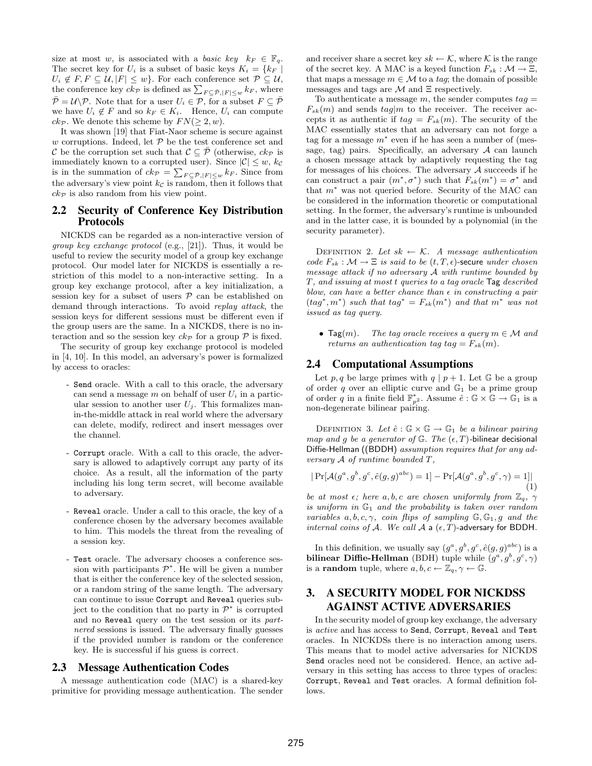size at most $w$, is associated with a *basic key* $k_F \in \mathbb{F}_q$. The secret key for $U_i$ is a subset of basic keys $K_i = \{k_F \mid U_i \notin F, F \subseteq \mathcal{U}, |F| \leq w\}$. For each conference set $\mathcal{P} \subseteq \mathcal{U}$, the conference key $ck_\mathcal{P}$ is defined as $\sum_{F \subseteq \bar{\mathcal{P}}, |F| \leq w} k_F$, where $\bar{\mathcal{P}} = \mathcal{U} \backslash \mathcal{P}$. Note that for a user $U_i \in \mathcal{P}$, for a subset $F \subseteq \bar{\mathcal{P}}$ we have $U_i \notin F$ and so $k_F \in K_i$. Hence, $U_i$ can compute $ck_\mathcal{P}$. We denote this scheme by $FN(\geq 2, w)$.

It was shown [19] that Fiat-Naor scheme is secure against $w$ corruptions. Indeed, let $\mathcal{P}$ be the test conference set and $\mathcal{C}$ be the corruption set such that $\mathcal{C} \subseteq \bar{\mathcal{P}}$ (otherwise, $ck_\mathcal{P}$ is immediately known to a corrupted user). Since $|\mathcal{C}| \leq w$, $k_\mathcal{C}$ is in the summation of $ck_\mathcal{P} = \sum_{F \subseteq \mathcal{P}, |F| \leq w} k_F$. Since from the adversary's view point $k_\mathcal{C}$ is random, then it follows that $ck_\mathcal{P}$ is also random from his view point.

## 2.2 Security of Conference Key Distribution Protocols

NICKDS can be regarded as a non-interactive version of *group key exchange protocol* (e.g., [21]). Thus, it would be useful to review the security model of a group key exchange protocol. Our model later for NICKDS is essentially a restriction of this model to a non-interactive setting. In a group key exchange protocol, after a key initialization, a session key for a subset of users $\mathcal{P}$ can be established on demand through interactions. To avoid *replay attack*, the session keys for different sessions must be different even if the group users are the same. In a NICKDS, there is no interaction and so the session key $ck_\mathcal{P}$ for a group $\mathcal{P}$ is fixed.

The security of group key exchange protocol is modeled in [4, 10]. In this model, an adversary's power is formalized by access to oracles:

- Send oracle. With a call to this oracle, the adversary can send a message $m$ on behalf of user $U_i$ in a particular session to another user $U_j$. This formalizes man-in-the-middle attack in real world where the adversary can delete, modify, redirect and insert messages over the channel.

- Corrupt oracle. With a call to this oracle, the adversary is allowed to adaptively corrupt any party of its choice. As a result, all the information of the party including his long term secret, will become available to adversary.

- Reveal oracle. Under a call to this oracle, the key of a conference chosen by the adversary becomes available to him. This models the threat from the revealing of a session key.

- Test oracle. The adversary chooses a conference session with participants $\mathcal{P}^*$. He will be given a number that is either the conference key of the selected session, or a random string of the same length. The adversary can continue to issue Corrupt and Reveal queries subject to the condition that no party in $\mathcal{P}^*$ is corrupted and no Reveal query on the test session or its *partnered* sessions is issued. The adversary finally guesses if the provided number is random or the conference key. He is successful if his guess is correct.

## 2.3 Message Authentication Codes

A message authentication code (MAC) is a shared-key primitive for providing message authentication. The sender and receiver share a secret key $sk \leftarrow \mathcal{K}$, where $\mathcal{K}$ is the range of the secret key. A MAC is a keyed function $F_{sk} : \mathcal{M} \rightarrow \Xi$, that maps a message $m \in \mathcal{M}$ to a *tag*; the domain of possible messages and tags are $\mathcal{M}$ and $\Xi$ respectively.

To authenticate a message $m$, the sender computes $tag = F_{sk}(m)$ and sends $tag|m$ to the receiver. The receiver accepts it as authentic if $tag = F_{sk}(m)$. The security of the MAC essentially states that an adversary can not forge a tag for a message $m^*$ even if he has seen a number of (message, tag) pairs. Specifically, an adversary $\mathcal{A}$ can launch a chosen message attack by adaptively requesting the tag for messages of his choices. The adversary $\mathcal{A}$ succeeds if he can construct a pair $(m^*, \sigma^*)$ such that $F_{sk}(m^*) = \sigma^*$ and that $m^*$ was not queried before. Security of the MAC can be considered in the information theoretic or computational setting. In the former, the adversary's runtime is unbounded and in the latter case, it is bounded by a polynomial (in the security parameter).

Definition 2. *Let $sk \leftarrow \mathcal{K}$. A message authentication code $F_{sk} : \mathcal{M} \rightarrow \Xi$ is said to be $(t, T, \epsilon)$-*secure *under chosen message attack if no adversary $\mathcal{A}$ with runtime bounded by $T$, and issuing at most $t$ queries to a tag oracle* Tag *described blow, can have a better chance than $\epsilon$ in constructing a pair $(tag^*, m^*)$ such that $tag^* = F_{sk}(m^*)$ and that $m^*$ was not issued as tag query.*

- Tag$(m)$. *The tag oracle receives a query $m \in \mathcal{M}$ and returns an authentication tag $tag = F_{sk}(m)$.*

## 2.4 Computational Assumptions

Let $p, q$ be large primes with $q \mid p + 1$. Let $\mathbb{G}$ be a group of order $q$ over an elliptic curve and $\mathbb{G}_1$ be a prime group of order $q$ in a finite field $\mathbb{F}^*_{p^2}$. Assume $\hat{e} : \mathbb{G} \times \mathbb{G} \rightarrow \mathbb{G}_1$ is a non-degenerate bilinear pairing.

Definition 3. *Let $\hat{e} : \mathbb{G} \times \mathbb{G} \rightarrow \mathbb{G}_1$ be a bilinear pairing map and $g$ be a generator of $\mathbb{G}$. The $(\epsilon, T)$-*bilinear decisional Diffie-Hellman ((BDDH) *assumption requires that for any adversary $\mathcal{A}$ of runtime bounded $T$,*

$$|\Pr[\mathcal{A}(g^a, g^b, g^c, \hat{e}(g, g)^{abc}) = 1] - \Pr[\mathcal{A}(g^a, g^b, g^c, \gamma) = 1]| \quad (1)$$

*be at most $\epsilon$; here $a, b, c$ are chosen uniformly from $\mathbb{Z}_q$, $\gamma$ is uniform in $\mathbb{G}_1$ and the probability is taken over random variables $a, b, c, \gamma$, coin flips of sampling $\mathbb{G}, \mathbb{G}_1, g$ and the internal coins of $\mathcal{A}$. We call $\mathcal{A}$* a $(\epsilon, T)$-adversary for BDDH.

In this definition, we usually say $(g^a, g^b, g^c, \hat{e}(g, g)^{abc})$ is a **bilinear Diffie-Hellman** (BDH) tuple while $(g^a, g^b, g^c, \gamma)$ is a **random** tuple, where $a, b, c \leftarrow \mathbb{Z}_q, \gamma \leftarrow \mathbb{G}$.

# 3. A SECURITY MODEL FOR NICKDSS AGAINST ACTIVE ADVERSARIES

In the security model of group key exchange, the adversary is *active* and has access to Send, Corrupt, Reveal and Test oracles. In NICKDSs there is no interaction among users. This means that to model active adversaries for NICKDS Send oracles need not be considered. Hence, an active adversary in this setting has access to three types of oracles: Corrupt, Reveal and Test oracles. A formal definition follows.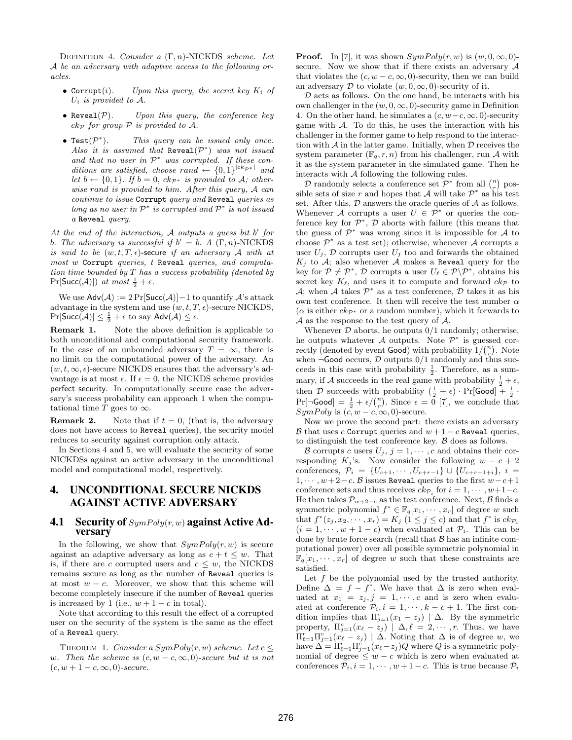DEFINITION 4. *Consider a $(\Gamma, n)$-NICKDS scheme. Let $\mathcal{A}$ be an adversary with adaptive access to the following oracles.*

- $\texttt{Corrupt}(i)$. *Upon this query, the secret key $K_i$ of $U_i$ is provided to $\mathcal{A}$.*
- $\texttt{Reveal}(\mathcal{P})$. *Upon this query, the conference key $ck_{\mathcal{P}}$ for group $\mathcal{P}$ is provided to $\mathcal{A}$.*
- $\texttt{Test}(\mathcal{P}^*)$. *This query can be issued only once. Also it is assumed that $\texttt{Reveal}(\mathcal{P}^*)$ was not issued and that no user in $\mathcal{P}^*$ was corrupted. If these conditions are satisfied, choose $rand \leftarrow \{0,1\}^{|ck_{\mathcal{P}^*}|}$ and let $b \leftarrow \{0,1\}$. If $b = 0$, $ck_{\mathcal{P}^*}$ is provided to $\mathcal{A}$; otherwise rand is provided to him. After this query, $\mathcal{A}$ can continue to issue* $\texttt{Corrupt}$ *query and* $\texttt{Reveal}$ *queries as long as no user in $\mathcal{P}^*$ is corrupted and $\mathcal{P}^*$ is not issued a* $\texttt{Reveal}$ *query.*

*At the end of the interaction, $\mathcal{A}$ outputs a guess bit $b'$ for $b$. The adversary is successful if $b' = b$. A $(\Gamma, n)$-NICKDS is said to be $(w, t, T, \epsilon)$*-secure *if an adversary $\mathcal{A}$ with at most $w$* $\texttt{Corrupt}$ *queries, $t$* $\texttt{Reveal}$ *queries, and computation time bounded by $T$ has a success probability (denoted by $\Pr[\mathsf{Succ}(\mathcal{A})]$) at most $\frac{1}{2} + \epsilon$.*

We use $\mathsf{Adv}(\mathcal{A}) := 2\Pr[\mathsf{Succ}(\mathcal{A})] - 1$ to quantify $\mathcal{A}$'s attack advantage in the system and use $(w, t, T, \epsilon)$-secure NICKDS, $\Pr[\mathsf{Succ}(\mathcal{A})] \leq \frac{1}{2} + \epsilon$ to say $\mathsf{Adv}(\mathcal{A}) \leq \epsilon$.

**Remark 1.** Note the above definition is applicable to both unconditional and computational security framework. In the case of an unbounded adversary $T = \infty$, there is no limit on the computational power of the adversary. An $(w, t, \infty, \epsilon)$-secure NICKDS ensures that the adversary's advantage is at most $\epsilon$. If $\epsilon = 0$, the NICKDS scheme provides perfect security. In computationally secure case the adversary's success probability can approach 1 when the computational time $T$ goes to $\infty$.

**Remark 2.** Note that if $t = 0$, (that is, the adversary does not have access to $\texttt{Reveal}$ queries), the security model reduces to security against corruption only attack.

In Sections 4 and 5, we will evaluate the security of some NICKDSs against an active adversary in the unconditional model and computational model, respectively.

## 4. UNCONDITIONAL SECURE NICKDS AGAINST ACTIVE ADVERSARY

### 4.1 Security of $SymPoly(r, w)$ against Active Adversary

In the following, we show that $SymPoly(r, w)$ is secure against an adaptive adversary as long as $c + t \leq w$. That is, if there are $c$ corrupted users and $c \leq w$, the NICKDS remains secure as long as the number of $\texttt{Reveal}$ queries is at most $w - c$. Moreover, we show that this scheme will become completely insecure if the number of $\texttt{Reveal}$ queries is increased by 1 (i.e., $w + 1 - c$ in total).

Note that according to this result the effect of a corrupted user on the security of the system is the same as the effect of a $\texttt{Reveal}$ query.

THEOREM 1. *Consider a $SymPoly(r, w)$ scheme. Let $c \leq w$. Then the scheme is $(c, w - c, \infty, 0)$-secure but it is not $(c, w + 1 - c, \infty, 0)$-secure.*

**Proof.** In [7], it was shown $SymPoly(r, w)$ is $(w, 0, \infty, 0)$-secure. Now we show that if there exists an adversary $\mathcal{A}$ that violates the $(c, w - c, \infty, 0)$-security, then we can build an adversary $\mathcal{D}$ to violate $(w, 0, \infty, 0)$-security of it.

$\mathcal{D}$ acts as follows. On the one hand, he interacts with his own challenger in the $(w, 0, \infty, 0)$-security game in Definition 4. On the other hand, he simulates a $(c, w - c, \infty, 0)$-security game with $\mathcal{A}$. To do this, he uses the interaction with his challenger in the former game to help respond to the interaction with $\mathcal{A}$ in the latter game. Initially, when $\mathcal{D}$ receives the system parameter $(\mathbb{F}_q, r, n)$ from his challenger, run $\mathcal{A}$ with it as the system parameter in the simulated game. Then he interacts with $\mathcal{A}$ following the following rules.

$\mathcal{D}$ randomly selects a conference set $\mathcal{P}^*$ from all $\binom{n}{r}$ possible sets of size $r$ and hopes that $\mathcal{A}$ will take $\mathcal{P}^*$ as his test set. After this, $\mathcal{D}$ answers the oracle queries of $\mathcal{A}$ as follows. Whenever $\mathcal{A}$ corrupts a user $U \in \mathcal{P}^*$ or queries the conference key for $\mathcal{P}^*$, $\mathcal{D}$ aborts with failure (this means that the guess of $\mathcal{P}^*$ was wrong since it is impossible for $\mathcal{A}$ to choose $\mathcal{P}^*$ as a test set); otherwise, whenever $\mathcal{A}$ corrupts a user $U_j$, $\mathcal{D}$ corrupts user $U_j$ too and forwards the obtained $K_j$ to $\mathcal{A}$; also whenever $\mathcal{A}$ makes a $\texttt{Reveal}$ query for the key for $\mathcal{P} \neq \mathcal{P}^*$, $\mathcal{D}$ corrupts a user $U_\ell \in \mathcal{P} \backslash \mathcal{P}^*$, obtains his secret key $K_\ell$, and uses it to compute and forward $ck_{\mathcal{P}}$ to $\mathcal{A}$; when $\mathcal{A}$ takes $\mathcal{P}^*$ as a test conference, $\mathcal{D}$ takes it as his own test conference. It then will receive the test number $\alpha$ ($\alpha$ is either $ck_{\mathcal{P}^*}$ or a random number), which it forwards to $\mathcal{A}$ as the response to the test query of $\mathcal{A}$.

Whenever $\mathcal{D}$ aborts, he outputs 0/1 randomly; otherwise, he outputs whatever $\mathcal{A}$ outputs. Note $\mathcal{P}^*$ is guessed correctly (denoted by event $\mathsf{Good}$) with probability $1/\binom{n}{r}$. Note when $\neg\mathsf{Good}$ occurs, $\mathcal{D}$ outputs 0/1 randomly and thus succeeds in this case with probability $\frac{1}{2}$. Therefore, as a summary, if $\mathcal{A}$ succeeds in the real game with probability $\frac{1}{2} + \epsilon$, then $\mathcal{D}$ succeeds with probability $(\frac{1}{2} + \epsilon) \cdot \Pr[\mathsf{Good}] + \frac{1}{2} \cdot \Pr[\neg\mathsf{Good}] = \frac{1}{2} + \epsilon/\binom{n}{r}$. Since $\epsilon = 0$ [7], we conclude that $SymPoly$ is $(c, w - c, \infty, 0)$-secure.

Now we prove the second part: there exists an adversary $\mathcal{B}$ that uses $c$ $\texttt{Corrupt}$ queries and $w + 1 - c$ $\texttt{Reveal}$ queries, to distinguish the test conference key. $\mathcal{B}$ does as follows.

$\mathcal{B}$ corrupts $c$ users $U_j$, $j = 1, \cdots, c$ and obtains their corresponding $K_j$'s. Now consider the following $w - c + 2$ conferences, $\mathcal{P}_i = \{U_{c+1}, \cdots, U_{c+r-1}\} \cup \{U_{c+r-1+i}\}$, $i = 1, \cdots, w + 2 - c$. $\mathcal{B}$ issues $\texttt{Reveal}$ queries to the first $w - c + 1$ conference sets and thus receives $ck_{\mathcal{P}_i}$ for $i = 1, \cdots, w + 1 - c$. He then takes $\mathcal{P}_{w+2-c}$ as the test conference. Next, $\mathcal{B}$ finds a symmetric polynomial $f^* \in \mathbb{F}_q[x_1, \cdots, x_r]$ of degree $w$ such that $f^*(z_j, x_2, \cdots, x_r) = K_j$ $(1 \leq j \leq c)$ and that $f^*$ is $ck_{\mathcal{P}_i}$ $(i = 1, \cdots, w + 1 - c)$ when evaluated at $\mathcal{P}_i$. This can be done by brute force search (recall that $\mathcal{B}$ has an infinite computational power) over all possible symmetric polynomial in $\mathbb{F}_q[x_1, \cdots, x_r]$ of degree $w$ such that these constraints are satisfied.

Let $f$ be the polynomial used by the trusted authority. Define $\Delta = f - f^*$. We have that $\Delta$ is zero when evaluated at $x_1 = z_j, j = 1, \cdots, c$ and is zero when evaluated at conference $\mathcal{P}_i, i = 1, \cdots, k - c + 1$. The first condition implies that $\Pi_{j=1}^c(x_1 - z_j) \mid \Delta$. By the symmetric property, $\Pi_{j=1}^c(x_\ell - z_j) \mid \Delta, \ell = 2, \cdots, r$. Thus, we have $\Pi_{\ell=1}^r \Pi_{j=1}^c (x_\ell - z_j) \mid \Delta$. Noting that $\Delta$ is of degree $w$, we have $\Delta = \Pi_{\ell=1}^r \Pi_{j=1}^c (x_\ell - z_j) Q$ where $Q$ is a symmetric polynomial of degree $\leq w - c$ which is zero when evaluated at conferences $\mathcal{P}_i, i = 1, \cdots, w + 1 - c$. This is true because $\mathcal{P}_i$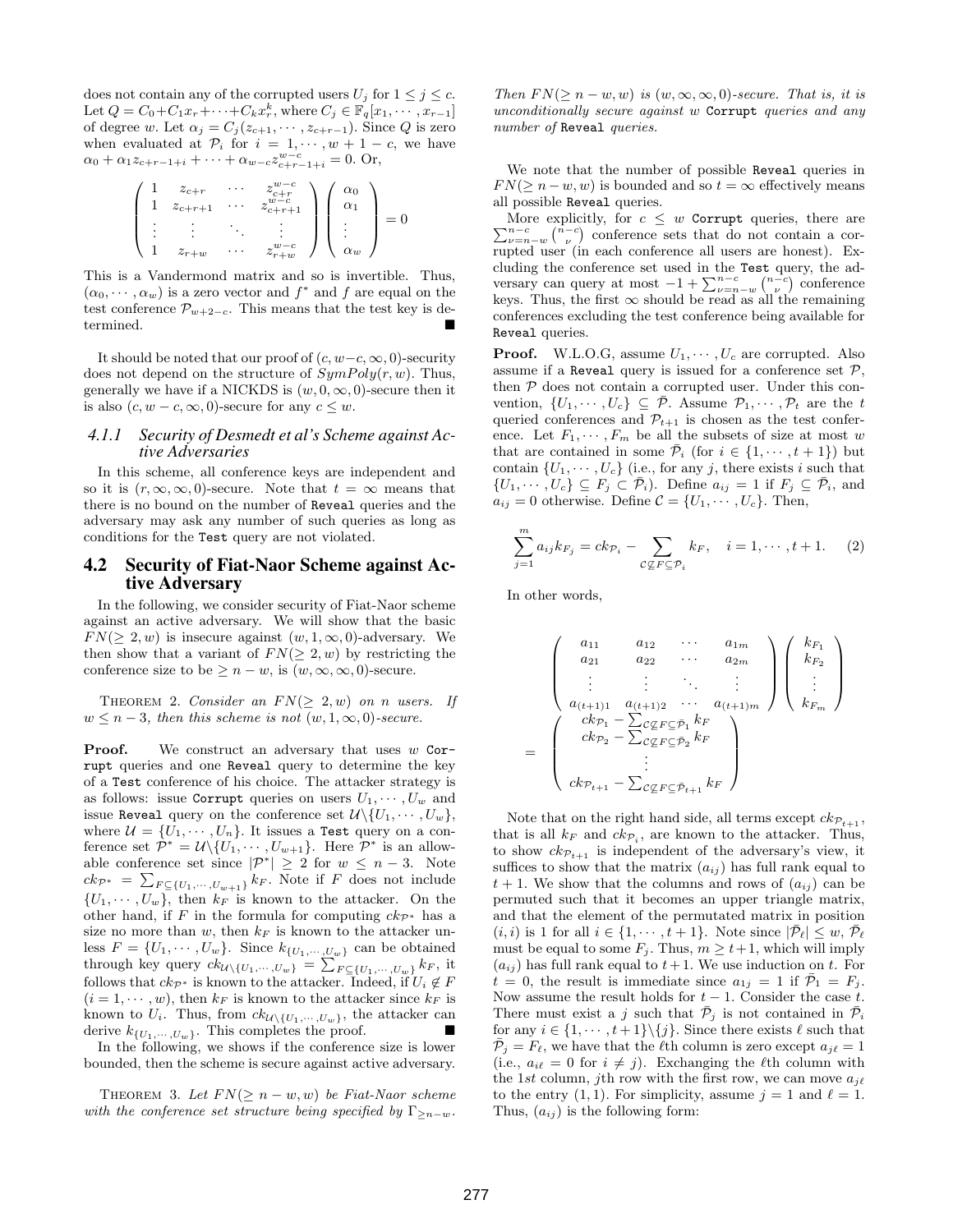does not contain any of the corrupted users $U_j$ for $1 \le j \le c$. Let $Q = C_0 + C_1 x_r + \cdots + C_k x_r^k$, where $C_j \in \mathbb{F}_q[x_1, \cdots, x_{r-1}]$ of degree $w$. Let $\alpha_j = C_j(z_{c+1}, \cdots, z_{c+r-1})$. Since $Q$ is zero when evaluated at $\mathcal{P}_i$ for $i = 1, \cdots, w+1-c$, we have $\alpha_0 + \alpha_1 z_{c+r-1+i} + \cdots + \alpha_{w-c} z_{c+r-1+i}^{w-c} = 0$. Or,

$$\begin{pmatrix} 1 & z_{c+r} & \cdots & z_{c+r}^{w-c} \\ 1 & z_{c+r+1} & \cdots & z_{c+r+1}^{w-c} \\ \vdots & \vdots & \ddots & \vdots \\ 1 & z_{r+w} & \cdots & z_{r+w}^{w-c} \end{pmatrix} \begin{pmatrix} \alpha_0 \\ \alpha_1 \\ \vdots \\ \alpha_w \end{pmatrix} = 0$$

This is a Vandermond matrix and so is invertible. Thus, $(\alpha_0, \cdots, \alpha_w)$ is a zero vector and $f^*$ and $f$ are equal on the test conference $\mathcal{P}_{w+2-c}$. This means that the test key is determined. ■

It should be noted that our proof of $(c, w-c, \infty, 0)$-security does not depend on the structure of $SymPoly(r, w)$. Thus, generally we have if a NICKDS is $(w, 0, \infty, 0)$-secure then it is also $(c, w-c, \infty, 0)$-secure for any $c \le w$.

#### 4.1.1 Security of Desmedt et al's Scheme against Active Adversaries

In this scheme, all conference keys are independent and so it is $(r, \infty, \infty, 0)$-secure. Note that $t = \infty$ means that there is no bound on the number of Reveal queries and the adversary may ask any number of such queries as long as conditions for the Test query are not violated.

### 4.2 Security of Fiat-Naor Scheme against Active Adversary

In the following, we consider security of Fiat-Naor scheme against an active adversary. We will show that the basic $FN(\ge 2, w)$ is insecure against $(w, 1, \infty, 0)$-adversary. We then show that a variant of $FN(\ge 2, w)$ by restricting the conference size to be $\ge n - w$, is $(w, \infty, \infty, 0)$-secure.

THEOREM 2. *Consider an $FN(\ge 2, w)$ on $n$ users. If $w \le n-3$, then this scheme is not $(w, 1, \infty, 0)$-secure.*

**Proof.** We construct an adversary that uses $w$ Corrupt queries and one Reveal query to determine the key of a Test conference of his choice. The attacker strategy is as follows: issue Corrupt queries on users $U_1, \cdots, U_w$ and issue Reveal query on the conference set $\mathcal{U}\backslash\{U_1, \cdots, U_w\}$, where $\mathcal{U} = \{U_1, \cdots, U_n\}$. It issues a Test query on a conference set $\mathcal{P}^* = \mathcal{U}\backslash\{U_1, \cdots, U_{w+1}\}$. Here $\mathcal{P}^*$ is an allowable conference set since $|\mathcal{P}^*| \ge 2$ for $w \le n-3$. Note $ck_{\mathcal{P}^*} = \sum_{F \subseteq \{U_1, \cdots, U_{w+1}\}} k_F$. Note if $F$ does not include $\{U_1, \cdots, U_w\}$, then $k_F$ is known to the attacker. On the other hand, if $F$ in the formula for computing $ck_{\mathcal{P}^*}$ has a size no more than $w$, then $k_F$ is known to the attacker unless $F = \{U_1, \cdots, U_w\}$. Since $k_{\{U_1, \cdots, U_w\}}$ can be obtained through key query $ck_{\mathcal{U}\backslash\{U_1, \cdots, U_w\}} = \sum_{F \subseteq \{U_1, \cdots, U_w\}} k_F$, it follows that $ck_{\mathcal{P}^*}$ is known to the attacker. Indeed, if $U_i \notin F$ $(i = 1, \cdots, w)$, then $k_F$ is known to the attacker since $k_F$ is known to $U_i$. Thus, from $ck_{\mathcal{U}\backslash\{U_1, \cdots, U_w\}}$, the attacker can derive $k_{\{U_1, \cdots, U_w\}}$. This completes the proof. ■

In the following, we shows if the conference size is lower bounded, then the scheme is secure against active adversary.

THEOREM 3. *Let $FN(\ge n-w, w)$ be Fiat-Naor scheme with the conference set structure being specified by $\Gamma_{\ge n-w}$. Then $FN(\ge n-w, w)$ is $(w, \infty, \infty, 0)$-secure. That is, it is unconditionally secure against $w$ Corrupt queries and any number of Reveal queries.*

We note that the number of possible Reveal queries in $FN(\ge n-w, w)$ is bounded and so $t = \infty$ effectively means all possible Reveal queries.

More explicitly, for $c \le w$ Corrupt queries, there are $\sum_{\nu=n-w}^{n-c} \binom{n-c}{\nu}$ conference sets that do not contain a corrupted user (in each conference all users are honest). Excluding the conference set used in the Test query, the adversary can query at most $-1 + \sum_{\nu=n-w}^{n-c} \binom{n-c}{\nu}$ conference keys. Thus, the first $\infty$ should be read as all the remaining conferences excluding the test conference being available for Reveal queries.

**Proof.** W.L.O.G, assume $U_1, \cdots, U_c$ are corrupted. Also assume if a Reveal query is issued for a conference set $\mathcal{P}$, then $\mathcal{P}$ does not contain a corrupted user. Under this convention, $\{U_1, \cdots, U_c\} \subseteq \bar{\mathcal{P}}$. Assume $\mathcal{P}_1, \cdots, \mathcal{P}_t$ are the $t$ queried conferences and $\mathcal{P}_{t+1}$ is chosen as the test conference. Let $F_1, \cdots, F_m$ be all the subsets of size at most $w$ that are contained in some $\bar{\mathcal{P}}_i$ (for $i \in \{1, \cdots, t+1\}$) but contain $\{U_1, \cdots, U_c\}$ (i.e., for any $j$, there exists $i$ such that $\{U_1, \cdots, U_c\} \subseteq F_j \subset \bar{\mathcal{P}}_i$). Define $a_{ij} = 1$ if $F_j \subseteq \bar{\mathcal{P}}_i$, and $a_{ij} = 0$ otherwise. Define $\mathcal{C} = \{U_1, \cdots, U_c\}$. Then,

$$\sum_{j=1}^{m} a_{ij} k_{F_j} = ck_{\mathcal{P}_i} - \sum_{\mathcal{C} \not\subseteq F \subseteq \bar{\mathcal{P}}_i} k_F, \quad i = 1, \cdots, t+1. \qquad (2)$$

In other words,

$$\begin{pmatrix} a_{11} & a_{12} & \cdots & a_{1m} \\ a_{21} & a_{22} & \cdots & a_{2m} \\ \vdots & \vdots & \ddots & \vdots \\ a_{(t+1)1} & a_{(t+1)2} & \cdots & a_{(t+1)m} \end{pmatrix} \begin{pmatrix} k_{F_1} \\ k_{F_2} \\ \vdots \\ k_{F_m} \end{pmatrix} = \begin{pmatrix} ck_{\mathcal{P}_1} - \sum_{\mathcal{C} \not\subseteq F \subseteq \bar{\mathcal{P}}_1} k_F \\ ck_{\mathcal{P}_2} - \sum_{\mathcal{C} \not\subseteq F \subseteq \bar{\mathcal{P}}_2} k_F \\ \vdots \\ ck_{\mathcal{P}_{t+1}} - \sum_{\mathcal{C} \not\subseteq F \subseteq \bar{\mathcal{P}}_{t+1}} k_F \end{pmatrix}$$

Note that on the right hand side, all terms except $ck_{\mathcal{P}_{t+1}}$, that is all $k_F$ and $ck_{\mathcal{P}_i}$, are known to the attacker. Thus, to show $ck_{\mathcal{P}_{t+1}}$ is independent of the adversary's view, it suffices to show that the matrix $(a_{ij})$ has full rank equal to $t+1$. We show that the columns and rows of $(a_{ij})$ can be permuted such that it becomes an upper triangle matrix, and that the element of the permutated matrix in position $(i, i)$ is 1 for all $i \in \{1, \cdots, t+1\}$. Note since $|\bar{\mathcal{P}}_\ell| \le w$, $\bar{\mathcal{P}}_\ell$ must be equal to some $F_j$. Thus, $m \ge t+1$, which will imply $(a_{ij})$ has full rank equal to $t+1$. We use induction on $t$. For $t = 0$, the result is immediate since $a_{1j} = 1$ if $\bar{\mathcal{P}}_1 = F_j$. Now assume the result holds for $t-1$. Consider the case $t$. There must exist a $j$ such that $\bar{\mathcal{P}}_j$ is not contained in $\bar{\mathcal{P}}_i$ for any $i \in \{1, \cdots, t+1\}\backslash\{j\}$. Since there exists $\ell$ such that $\bar{\mathcal{P}}_j = F_\ell$, we have that the $\ell$th column is zero except $a_{j\ell} = 1$ (i.e., $a_{i\ell} = 0$ for $i \ne j$). Exchanging the $\ell$th column with the 1st column, $j$th row with the first row, we can move $a_{j\ell}$ to the entry $(1, 1)$. For simplicity, assume $j = 1$ and $\ell = 1$. Thus, $(a_{ij})$ is the following form: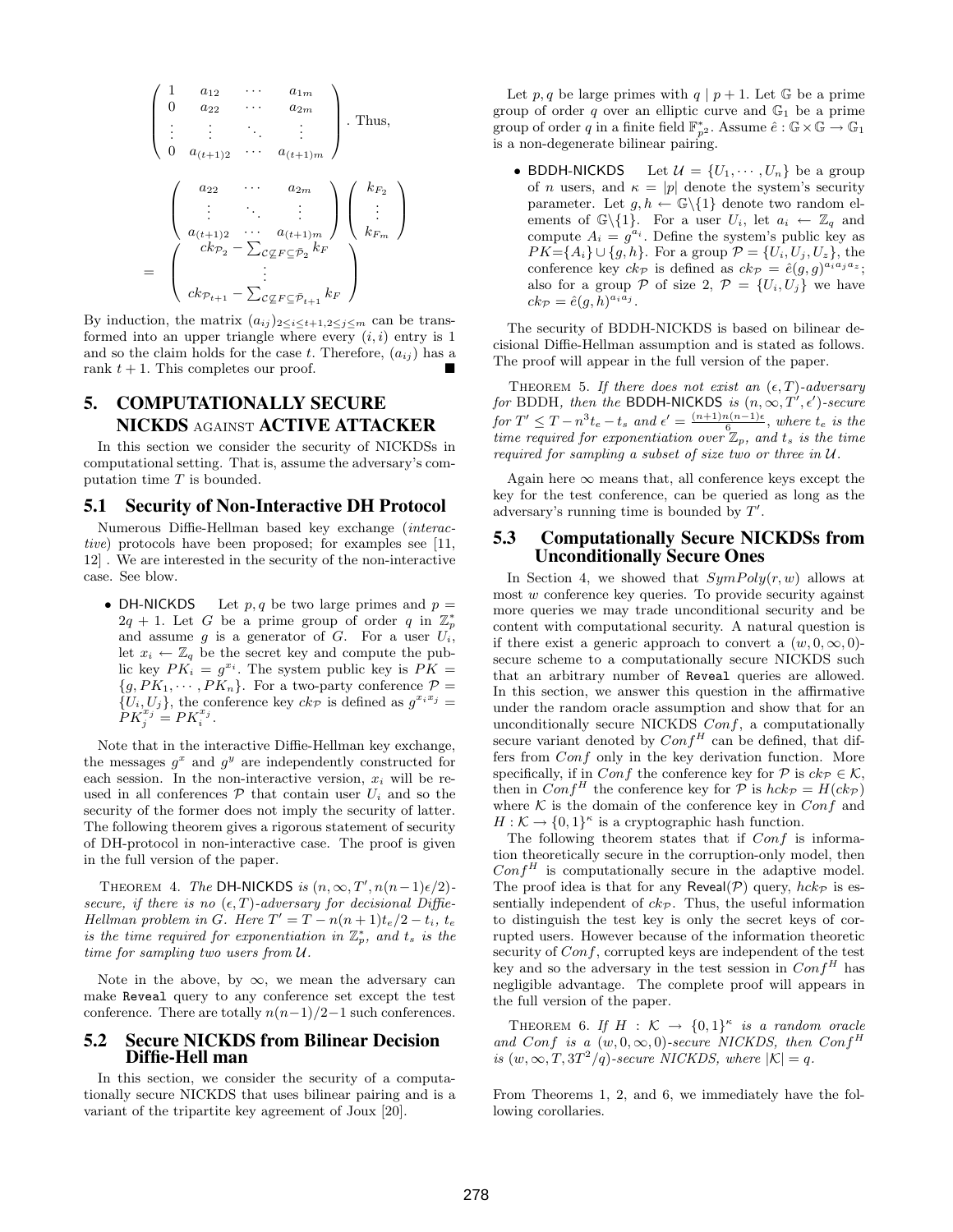$$\begin{pmatrix} 1 & a_{12} & \cdots & a_{1m} \\ 0 & a_{22} & \cdots & a_{2m} \\ \vdots & \vdots & \ddots & \vdots \\ 0 & a_{(t+1)2} & \cdots & a_{(t+1)m} \end{pmatrix}. \text{ Thus,}$$

$$\begin{pmatrix} a_{22} & \cdots & a_{2m} \\ \vdots & \ddots & \vdots \\ a_{(t+1)2} & \cdots & a_{(t+1)m} \end{pmatrix} \begin{pmatrix} k_{F_2} \\ \vdots \\ k_{F_m} \end{pmatrix} = \begin{pmatrix} ck_{\mathcal{P}_2} - \sum_{\mathcal{C} \not\subseteq F \subseteq \bar{\mathcal{P}}_2} k_F \\ \vdots \\ ck_{\mathcal{P}_{t+1}} - \sum_{\mathcal{C} \not\subseteq F \subseteq \bar{\mathcal{P}}_{t+1}} k_F \end{pmatrix}$$

By induction, the matrix $(a_{ij})_{2 \le i \le t+1, 2 \le j \le m}$ can be transformed into an upper triangle where every $(i,i)$ entry is 1 and so the claim holds for the case $t$. Therefore, $(a_{ij})$ has a rank $t+1$. This completes our proof. ∎

## 5. COMPUTATIONALLY SECURE NICKDS AGAINST ACTIVE ATTACKER

In this section we consider the security of NICKDSs in computational setting. That is, assume the adversary's computation time $T$ is bounded.

### 5.1 Security of Non-Interactive DH Protocol

Numerous Diffie-Hellman based key exchange (*interactive*) protocols have been proposed; for examples see [11, 12] . We are interested in the security of the non-interactive case. See blow.

- DH-NICKDS Let $p, q$ be two large primes and $p = 2q + 1$. Let $G$ be a prime group of order $q$ in $\mathbb{Z}_p^*$ and assume $g$ is a generator of $G$. For a user $U_i$, let $x_i \leftarrow \mathbb{Z}_q$ be the secret key and compute the public key $PK_i = g^{x_i}$. The system public key is $PK = \{g, PK_1, \cdots, PK_n\}$. For a two-party conference $\mathcal{P} = \{U_i, U_j\}$, the conference key $ck_{\mathcal{P}}$ is defined as $g^{x_i x_j} = PK_j^{x_j} = PK_i^{x_j}$.

Note that in the interactive Diffie-Hellman key exchange, the messages $g^x$ and $g^y$ are independently constructed for each session. In the non-interactive version, $x_i$ will be re-used in all conferences $\mathcal{P}$ that contain user $U_i$ and so the security of the former does not imply the security of latter. The following theorem gives a rigorous statement of security of DH-protocol in non-interactive case. The proof is given in the full version of the paper.

THEOREM 4. *The* DH-NICKDS *is* $(n, \infty, T', n(n-1)\epsilon/2)$*-secure, if there is no* $(\epsilon, T)$*-adversary for decisional Diffie-Hellman problem in* $G$*. Here* $T' = T - n(n+1)t_e/2 - t_i$*,* $t_e$ *is the time required for exponentiation in* $\mathbb{Z}_p^*$*, and* $t_s$ *is the time for sampling two users from* $\mathcal{U}$*.*

Note in the above, by $\infty$, we mean the adversary can make Reveal query to any conference set except the test conference. There are totally $n(n-1)/2-1$ such conferences.

### 5.2 Secure NICKDS from Bilinear Decision Diffie-Hell man

In this section, we consider the security of a computationally secure NICKDS that uses bilinear pairing and is a variant of the tripartite key agreement of Joux [20].

Let $p, q$ be large primes with $q \mid p+1$. Let $\mathbb{G}$ be a prime group of order $q$ over an elliptic curve and $\mathbb{G}_1$ be a prime group of order $q$ in a finite field $\mathbb{F}_{p^2}^*$. Assume $\hat{e}: \mathbb{G} \times \mathbb{G} \to \mathbb{G}_1$ is a non-degenerate bilinear pairing.

- BDDH-NICKDS Let $\mathcal{U} = \{U_1, \cdots, U_n\}$ be a group of $n$ users, and $\kappa = |p|$ denote the system's security parameter. Let $g, h \leftarrow \mathbb{G}\backslash\{1\}$ denote two random elements of $\mathbb{G}\backslash\{1\}$. For a user $U_i$, let $a_i \leftarrow \mathbb{Z}_q$ and compute $A_i = g^{a_i}$. Define the system's public key as $PK = \{A_i\} \cup \{g, h\}$. For a group $\mathcal{P} = \{U_i, U_j, U_z\}$, the conference key $ck_{\mathcal{P}}$ is defined as $ck_{\mathcal{P}} = \hat{e}(g,g)^{a_i a_j a_z}$; also for a group $\mathcal{P}$ of size 2, $\mathcal{P} = \{U_i, U_j\}$ we have $ck_{\mathcal{P}} = \hat{e}(g,h)^{a_i a_j}$.

The security of BDDH-NICKDS is based on bilinear decisional Diffie-Hellman assumption and is stated as follows. The proof will appear in the full version of the paper.

THEOREM 5. *If there does not exist an* $(\epsilon, T)$*-adversary for* BDDH*, then the* BDDH-NICKDS *is* $(n, \infty, T', \epsilon')$*-secure for* $T' \le T - n^3 t_e - t_s$ *and* $\epsilon' = \frac{(n+1)n(n-1)\epsilon}{6}$*, where* $t_e$ *is the time required for exponentiation over* $\mathbb{Z}_p$*, and* $t_s$ *is the time required for sampling a subset of size two or three in* $\mathcal{U}$*.*

Again here $\infty$ means that, all conference keys except the key for the test conference, can be queried as long as the adversary's running time is bounded by $T'$.

### 5.3 Computationally Secure NICKDSs from Unconditionally Secure Ones

In Section 4, we showed that $SymPoly(r, w)$ allows at most $w$ conference key queries. To provide security against more queries we may trade unconditional security and be content with computational security. A natural question is if there exist a generic approach to convert a $(w, 0, \infty, 0)$-secure scheme to a computationally secure NICKDS such that an arbitrary number of Reveal queries are allowed. In this section, we answer this question in the affirmative under the random oracle assumption and show that for an unconditionally secure NICKDS $Conf$, a computationally secure variant denoted by $Conf^H$ can be defined, that differs from $Conf$ only in the key derivation function. More specifically, if in $Conf$ the conference key for $\mathcal{P}$ is $ck_{\mathcal{P}} \in \mathcal{K}$, then in $Conf^H$ the conference key for $\mathcal{P}$ is $hck_{\mathcal{P}} = H(ck_{\mathcal{P}})$ where $\mathcal{K}$ is the domain of the conference key in $Conf$ and $H: \mathcal{K} \to \{0,1\}^\kappa$ is a cryptographic hash function.

The following theorem states that if $Conf$ is information theoretically secure in the corruption-only model, then $Conf^H$ is computationally secure in the adaptive model. The proof idea is that for any Reveal($\mathcal{P}$) query, $hck_{\mathcal{P}}$ is essentially independent of $ck_{\mathcal{P}}$. Thus, the useful information to distinguish the test key is only the secret keys of corrupted users. However because of the information theoretic security of $Conf$, corrupted keys are independent of the test key and so the adversary in the test session in $Conf^H$ has negligible advantage. The complete proof will appears in the full version of the paper.

THEOREM 6. *If* $H: \mathcal{K} \to \{0,1\}^\kappa$ *is a random oracle and* $Conf$ *is a* $(w, 0, \infty, 0)$*-secure NICKDS, then* $Conf^H$ *is* $(w, \infty, T, 3T^2/q)$*-secure NICKDS, where* $|\mathcal{K}| = q$*.*

From Theorems 1, 2, and 6, we immediately have the following corollaries.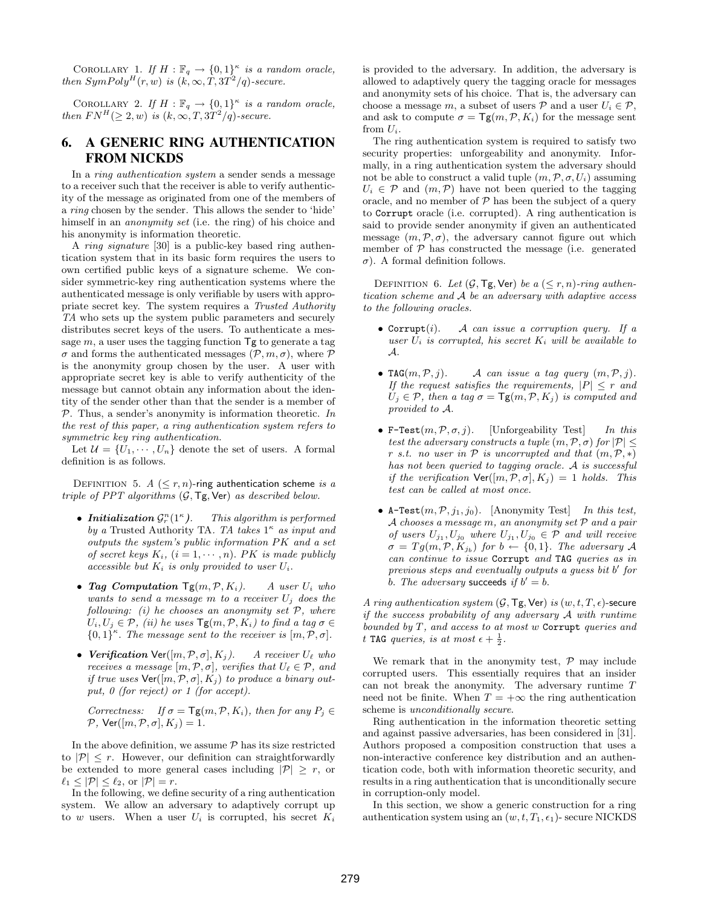Corollary 1. *If $H : \mathbb{F}_q \to \{0,1\}^\kappa$ is a random oracle, then $SymPoly^H(r,w)$ is $(k, \infty, T, 3T^2/q)$-secure.*

Corollary 2. *If $H : \mathbb{F}_q \to \{0,1\}^\kappa$ is a random oracle, then $FN^H(\geq 2, w)$ is $(k, \infty, T, 3T^2/q)$-secure.*

# 6. A GENERIC RING AUTHENTICATION FROM NICKDS

In a *ring authentication system* a sender sends a message to a receiver such that the receiver is able to verify authenticity of the message as originated from one of the members of a *ring* chosen by the sender. This allows the sender to 'hide' himself in an *anonymity set* (i.e. the ring) of his choice and his anonymity is information theoretic.

A *ring signature* [30] is a public-key based ring authentication system that in its basic form requires the users to own certified public keys of a signature scheme. We consider symmetric-key ring authentication systems where the authenticated message is only verifiable by users with appropriate secret key. The system requires a *Trusted Authority TA* who sets up the system public parameters and securely distributes secret keys of the users. To authenticate a message $m$, a user uses the tagging function $\mathsf{Tg}$ to generate a tag $\sigma$ and forms the authenticated messages $(\mathcal{P}, m, \sigma)$, where $\mathcal{P}$ is the anonymity group chosen by the user. A user with appropriate secret key is able to verify authenticity of the message but cannot obtain any information about the identity of the sender other than that the sender is a member of $\mathcal{P}$. Thus, a sender's anonymity is information theoretic. *In the rest of this paper, a ring authentication system refers to symmetric key ring authentication.*

Let $\mathcal{U} = \{U_1, \cdots, U_n\}$ denote the set of users. A formal definition is as follows.

Definition 5. *A $(\leq r, n)$-*ring authentication scheme *is a triple of PPT algorithms $(\mathcal{G}, \mathsf{Tg}, \mathsf{Ver})$ as described below.*

- ***Initialization** $\mathcal{G}_r^n(1^\kappa)$. This algorithm is performed by a* Trusted Authority TA*. TA takes $1^\kappa$ as input and outputs the system's public information $PK$ and a set of secret keys $K_i$, $(i = 1, \cdots, n)$. $PK$ is made publicly accessible but $K_i$ is only provided to user $U_i$.*
- ***Tag Computation** $\mathsf{Tg}(m, \mathcal{P}, K_i)$. A user $U_i$ who wants to send a message $m$ to a receiver $U_j$ does the following: (i) he chooses an anonymity set $\mathcal{P}$, where $U_i, U_j \in \mathcal{P}$, (ii) he uses $\mathsf{Tg}(m, \mathcal{P}, K_i)$ to find a tag $\sigma \in \{0,1\}^\kappa$. The message sent to the receiver is $[m, \mathcal{P}, \sigma]$.*
- ***Verification** $\mathsf{Ver}([m, \mathcal{P}, \sigma], K_j)$. A receiver $U_\ell$ who receives a message $[m, \mathcal{P}, \sigma]$, verifies that $U_\ell \in \mathcal{P}$, and if true uses $\mathsf{Ver}([m, \mathcal{P}, \sigma], K_j)$ to produce a binary output, 0 (for reject) or 1 (for accept).*

  *Correctness: If $\sigma = \mathsf{Tg}(m, \mathcal{P}, K_i)$, then for any $P_j \in \mathcal{P}$, $\mathsf{Ver}([m, \mathcal{P}, \sigma], K_j) = 1$.*

In the above definition, we assume $\mathcal{P}$ has its size restricted to $|\mathcal{P}| \leq r$. However, our definition can straightforwardly be extended to more general cases including $|\mathcal{P}| \geq r$, or $\ell_1 \leq |\mathcal{P}| \leq \ell_2$, or $|\mathcal{P}| = r$.

In the following, we define security of a ring authentication system. We allow an adversary to adaptively corrupt up to $w$ users. When a user $U_i$ is corrupted, his secret $K_i$ is provided to the adversary. In addition, the adversary is allowed to adaptively query the tagging oracle for messages and anonymity sets of his choice. That is, the adversary can choose a message $m$, a subset of users $\mathcal{P}$ and a user $U_i \in \mathcal{P}$, and ask to compute $\sigma = \mathsf{Tg}(m, \mathcal{P}, K_i)$ for the message sent from $U_i$.

The ring authentication system is required to satisfy two security properties: unforgeability and anonymity. Informally, in a ring authentication system the adversary should not be able to construct a valid tuple $(m, \mathcal{P}, \sigma, U_i)$ assuming $U_i \in \mathcal{P}$ and $(m, \mathcal{P})$ have not been queried to the tagging oracle, and no member of $\mathcal{P}$ has been the subject of a query to `Corrupt` oracle (i.e. corrupted). A ring authentication is said to provide sender anonymity if given an authenticated message $(m, \mathcal{P}, \sigma)$, the adversary cannot figure out which member of $\mathcal{P}$ has constructed the message (i.e. generated $\sigma$). A formal definition follows.

Definition 6. *Let $(\mathcal{G}, \mathsf{Tg}, \mathsf{Ver})$ be a $(\leq r, n)$-ring authentication scheme and $\mathcal{A}$ be an adversary with adaptive access to the following oracles.*

- *`Corrupt`$(i)$. $\mathcal{A}$ can issue a corruption query. If a user $U_i$ is corrupted, his secret $K_i$ will be available to $\mathcal{A}$.*
- *`TAG`$(m, \mathcal{P}, j)$. $\mathcal{A}$ can issue a tag query $(m, \mathcal{P}, j)$. If the request satisfies the requirements, $|P| \leq r$ and $U_j \in \mathcal{P}$, then a tag $\sigma = \mathsf{Tg}(m, \mathcal{P}, K_j)$ is computed and provided to $\mathcal{A}$.*
- *`F-Test`$(m, \mathcal{P}, \sigma, j)$.* [Unforgeability Test] *In this test the adversary constructs a tuple $(m, \mathcal{P}, \sigma)$ for $|\mathcal{P}| \leq r$ s.t. no user in $\mathcal{P}$ is uncorrupted and that $(m, \mathcal{P}, *)$ has not been queried to tagging oracle. $\mathcal{A}$ is successful if the verification $\mathsf{Ver}([m, \mathcal{P}, \sigma], K_j) = 1$ holds. This test can be called at most once.*
- *`A-Test`$(m, \mathcal{P}, j_1, j_0)$.* [Anonymity Test] *In this test, $\mathcal{A}$ chooses a message $m$, an anonymity set $\mathcal{P}$ and a pair of users $U_{j_1}, U_{j_0}$ where $U_{j_1}, U_{j_0} \in \mathcal{P}$ and will receive $\sigma = Tg(m, \mathcal{P}, K_{j_b})$ for $b \leftarrow \{0,1\}$. The adversary $\mathcal{A}$ can continue to issue `Corrupt` and `TAG` queries as in previous steps and eventually outputs a guess bit $b'$ for $b$. The adversary* succeeds *if $b' = b$.*

*A ring authentication system $(\mathcal{G}, \mathsf{Tg}, \mathsf{Ver})$ is $(w, t, T, \epsilon)$-*secure *if the success probability of any adversary $\mathcal{A}$ with runtime bounded by $T$, and access to at most $w$ `Corrupt` queries and $t$ `TAG` queries, is at most $\epsilon + \frac{1}{2}$.*

We remark that in the anonymity test, $\mathcal{P}$ may include corrupted users. This essentially requires that an insider can not break the anonymity. The adversary runtime $T$ need not be finite. When $T = +\infty$ the ring authentication scheme is *unconditionally secure*.

Ring authentication in the information theoretic setting and against passive adversaries, has been considered in [31]. Authors proposed a composition construction that uses a non-interactive conference key distribution and an authentication code, both with information theoretic security, and results in a ring authentication that is unconditionally secure in corruption-only model.

In this section, we show a generic construction for a ring authentication system using an $(w, t, T_1, \epsilon_1)$- secure NICKDS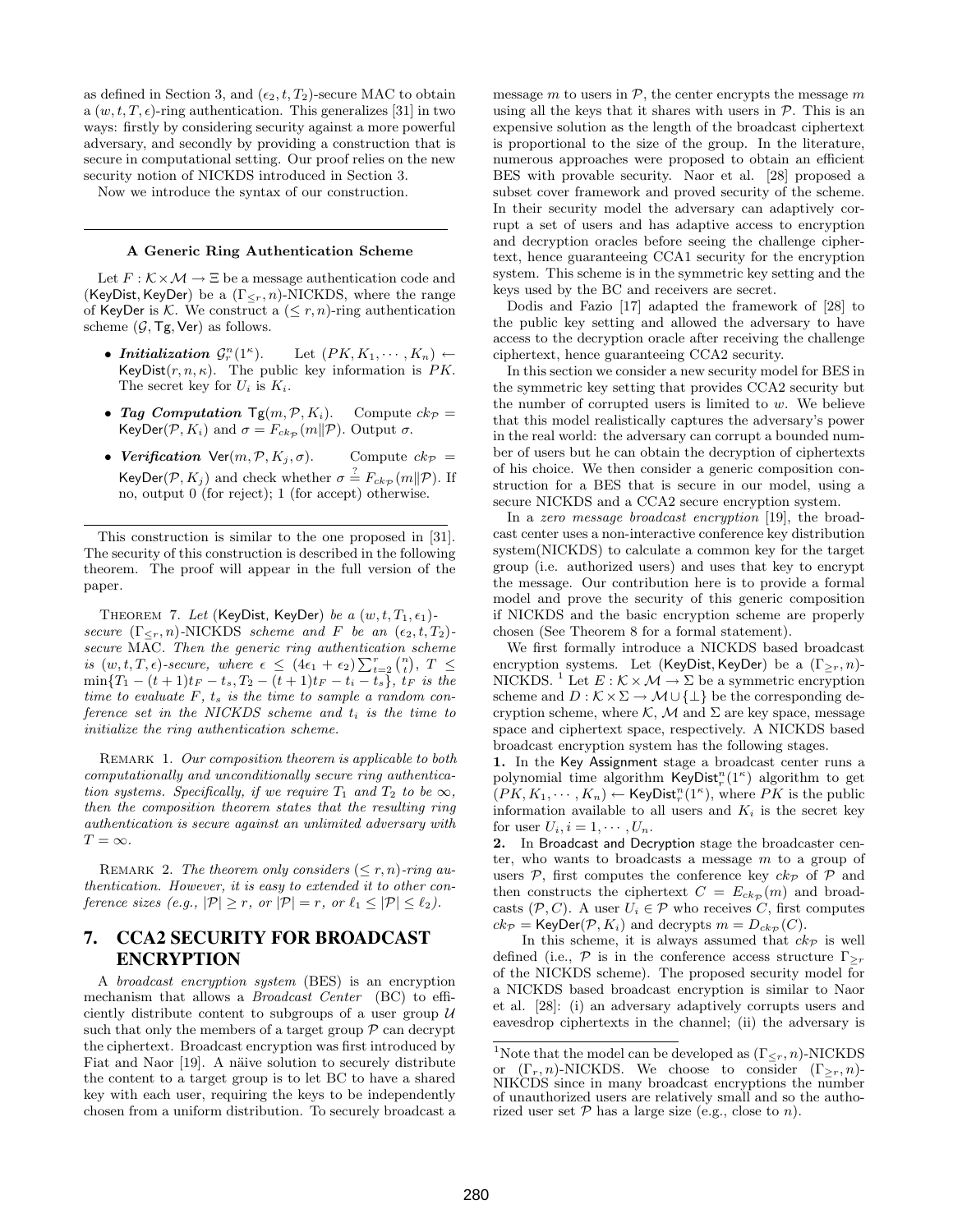as defined in Section 3, and $(\epsilon_2, t, T_2)$-secure MAC to obtain a $(w, t, T, \epsilon)$-ring authentication. This generalizes [31] in two ways: firstly by considering security against a more powerful adversary, and secondly by providing a construction that is secure in computational setting. Our proof relies on the new security notion of NICKDS introduced in Section 3.

Now we introduce the syntax of our construction.

---

**A Generic Ring Authentication Scheme**

Let $F : \mathcal{K} \times \mathcal{M} \to \Xi$ be a message authentication code and $(\mathsf{KeyDist}, \mathsf{KeyDer})$ be a $(\Gamma_{\leq r}, n)$-NICKDS, where the range of $\mathsf{KeyDer}$ is $\mathcal{K}$. We construct a $(\leq r, n)$-ring authentication scheme $(\mathcal{G}, \mathsf{Tg}, \mathsf{Ver})$ as follows.

- ***Initialization*** $\mathcal{G}_r^n(1^\kappa)$. Let $(PK, K_1, \cdots, K_n) \leftarrow \mathsf{KeyDist}(r, n, \kappa)$. The public key information is $PK$. The secret key for $U_i$ is $K_i$.
- ***Tag Computation*** $\mathsf{Tg}(m, \mathcal{P}, K_i)$. Compute $ck_{\mathcal{P}} = \mathsf{KeyDer}(\mathcal{P}, K_i)$ and $\sigma = F_{ck_{\mathcal{P}}}(m \| \mathcal{P})$. Output $\sigma$.
- ***Verification*** $\mathsf{Ver}(m, \mathcal{P}, K_j, \sigma)$. Compute $ck_{\mathcal{P}} = \mathsf{KeyDer}(\mathcal{P}, K_j)$ and check whether $\sigma \stackrel{?}{=} F_{ck_{\mathcal{P}}}(m \| \mathcal{P})$. If no, output 0 (for reject); 1 (for accept) otherwise.

---

This construction is similar to the one proposed in [31]. The security of this construction is described in the following theorem. The proof will appear in the full version of the paper.

Theorem 7. *Let* $(\mathsf{KeyDist}, \mathsf{KeyDer})$ *be a* $(w, t, T_1, \epsilon_1)$-*secure* $(\Gamma_{\leq r}, n)$-*NICKDS scheme and* $F$ *be an* $(\epsilon_2, t, T_2)$-*secure MAC. Then the generic ring authentication scheme is* $(w, t, T, \epsilon)$-*secure, where* $\epsilon \leq (4\epsilon_1 + \epsilon_2)\sum_{t=2}^{r}\binom{n}{t}$, $T \leq \min\{T_1 - (t+1)t_F - t_s, T_2 - (t+1)t_F - t_i - t_s\}$, $t_F$ *is the time to evaluate* $F$, $t_s$ *is the time to sample a random conference set in the NICKDS scheme and* $t_i$ *is the time to initialize the ring authentication scheme.*

Remark 1. *Our composition theorem is applicable to both computationally and unconditionally secure ring authentication systems. Specifically, if we require* $T_1$ *and* $T_2$ *to be* $\infty$, *then the composition theorem states that the resulting ring authentication is secure against an unlimited adversary with* $T = \infty$.

Remark 2. *The theorem only considers* $(\leq r, n)$-*ring authentication. However, it is easy to extended it to other conference sizes (e.g.,* $|\mathcal{P}| \geq r$, *or* $|\mathcal{P}| = r$, *or* $\ell_1 \leq |\mathcal{P}| \leq \ell_2$*).*

## 7. CCA2 SECURITY FOR BROADCAST ENCRYPTION

A *broadcast encryption system* (BES) is an encryption mechanism that allows a *Broadcast Center* (BC) to efficiently distribute content to subgroups of a user group $\mathcal{U}$ such that only the members of a target group $\mathcal{P}$ can decrypt the ciphertext. Broadcast encryption was first introduced by Fiat and Naor [19]. A näive solution to securely distribute the content to a target group is to let BC to have a shared key with each user, requiring the keys to be independently chosen from a uniform distribution. To securely broadcast a message $m$ to users in $\mathcal{P}$, the center encrypts the message $m$ using all the keys that it shares with users in $\mathcal{P}$. This is an expensive solution as the length of the broadcast ciphertext is proportional to the size of the group. In the literature, numerous approaches were proposed to obtain an efficient BES with provable security. Naor et al. [28] proposed a subset cover framework and proved security of the scheme. In their security model the adversary can adaptively corrupt a set of users and has adaptive access to encryption and decryption oracles before seeing the challenge ciphertext, hence guaranteeing CCA1 security for the encryption system. This scheme is in the symmetric key setting and the keys used by the BC and receivers are secret.

Dodis and Fazio [17] adapted the framework of [28] to the public key setting and allowed the adversary to have access to the decryption oracle after receiving the challenge ciphertext, hence guaranteeing CCA2 security.

In this section we consider a new security model for BES in the symmetric key setting that provides CCA2 security but the number of corrupted users is limited to $w$. We believe that this model realistically captures the adversary's power in the real world: the adversary can corrupt a bounded number of users but he can obtain the decryption of ciphertexts of his choice. We then consider a generic composition construction for a BES that is secure in our model, using a secure NICKDS and a CCA2 secure encryption system.

In a *zero message broadcast encryption* [19], the broadcast center uses a non-interactive conference key distribution system(NICKDS) to calculate a common key for the target group (i.e. authorized users) and uses that key to encrypt the message. Our contribution here is to provide a formal model and prove the security of this generic composition if NICKDS and the basic encryption scheme are properly chosen (See Theorem 8 for a formal statement).

We first formally introduce a NICKDS based broadcast encryption systems. Let $(\mathsf{KeyDist}, \mathsf{KeyDer})$ be a $(\Gamma_{\geq r}, n)$-NICKDS. [1] Let $E : \mathcal{K} \times \mathcal{M} \to \Sigma$ be a symmetric encryption scheme and $D : \mathcal{K} \times \Sigma \to \mathcal{M} \cup \{\perp\}$ be the corresponding decryption scheme, where $\mathcal{K}$, $\mathcal{M}$ and $\Sigma$ are key space, message space and ciphertext space, respectively. A NICKDS based broadcast encryption system has the following stages.

**1.** In the Key Assignment stage a broadcast center runs a polynomial time algorithm $\mathsf{KeyDist}_r^n(1^\kappa)$ algorithm to get $(PK, K_1, \cdots, K_n) \leftarrow \mathsf{KeyDist}_r^n(1^\kappa)$, where $PK$ is the public information available to all users and $K_i$ is the secret key for user $U_i, i = 1, \cdots, U_n$.

**2.** In Broadcast and Decryption stage the broadcaster center, who wants to broadcasts a message $m$ to a group of users $\mathcal{P}$, first computes the conference key $ck_{\mathcal{P}}$ of $\mathcal{P}$ and then constructs the ciphertext $C = E_{ck_{\mathcal{P}}}(m)$ and broadcasts $(\mathcal{P}, C)$. A user $U_i \in \mathcal{P}$ who receives $C$, first computes $ck_{\mathcal{P}} = \mathsf{KeyDer}(\mathcal{P}, K_i)$ and decrypts $m = D_{ck_{\mathcal{P}}}(C)$.

In this scheme, it is always assumed that $ck_{\mathcal{P}}$ is well defined (i.e., $\mathcal{P}$ is in the conference access structure $\Gamma_{\geq r}$ of the NICKDS scheme). The proposed security model for a NICKDS based broadcast encryption is similar to Naor et al. [28]: (i) an adversary adaptively corrupts users and eavesdrop ciphertexts in the channel; (ii) the adversary is

[1] Note that the model can be developed as $(\Gamma_{\leq r}, n)$-NICKDS or $(\Gamma_r, n)$-NICKDS. We choose to consider $(\Gamma_{\geq r}, n)$-NIKCDS since in many broadcast encryptions the number of unauthorized users are relatively small and so the authorized user set $\mathcal{P}$ has a large size (e.g., close to $n$).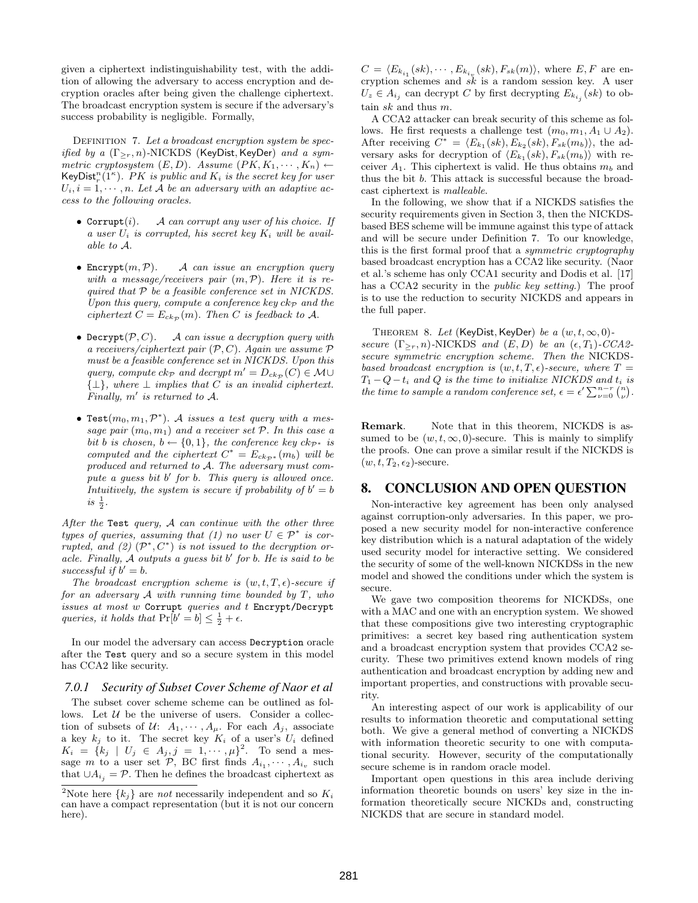given a ciphertext indistinguishability test, with the addition of allowing the adversary to access encryption and decryption oracles after being given the challenge ciphertext. The broadcast encryption system is secure if the adversary's success probability is negligible. Formally,

Definition 7. *Let a broadcast encryption system be specified by a $(\Gamma_{\geq r}, n)$-NICKDS $(\mathsf{KeyDist}, \mathsf{KeyDer})$ and a symmetric cryptosystem $(E, D)$. Assume $(PK, K_1, \cdots, K_n) \leftarrow \mathsf{KeyDist}_r^n(1^\kappa)$. $PK$ is public and $K_i$ is the secret key for user $U_i, i = 1, \cdots, n$. Let $\mathcal{A}$ be an adversary with an adaptive access to the following oracles.*

- `Corrupt`$(i)$. *$\mathcal{A}$ can corrupt any user of his choice. If a user $U_i$ is corrupted, his secret key $K_i$ will be available to $\mathcal{A}$.*
- `Encrypt`$(m, \mathcal{P})$. *$\mathcal{A}$ can issue an encryption query with a message/receivers pair $(m, \mathcal{P})$. Here it is required that $\mathcal{P}$ be a feasible conference set in NICKDS. Upon this query, compute a conference key $ck_{\mathcal{P}}$ and the ciphertext $C = E_{ck_{\mathcal{P}}}(m)$. Then $C$ is feedback to $\mathcal{A}$.*
- `Decrypt`$(\mathcal{P}, C)$. *$\mathcal{A}$ can issue a decryption query with a receivers/ciphertext pair $(\mathcal{P}, C)$. Again we assume $\mathcal{P}$ must be a feasible conference set in NICKDS. Upon this query, compute $ck_{\mathcal{P}}$ and decrypt $m' = D_{ck_{\mathcal{P}}}(C) \in \mathcal{M} \cup \{\perp\}$, where $\perp$ implies that $C$ is an invalid ciphertext. Finally, $m'$ is returned to $\mathcal{A}$.*
- `Test`$(m_0, m_1, \mathcal{P}^*)$. *$\mathcal{A}$ issues a test query with a message pair $(m_0, m_1)$ and a receiver set $\mathcal{P}$. In this case a bit $b$ is chosen, $b \leftarrow \{0, 1\}$, the conference key $ck_{\mathcal{P}^*}$ is computed and the ciphertext $C^* = E_{ck_{\mathcal{P}^*}}(m_b)$ will be produced and returned to $\mathcal{A}$. The adversary must compute a guess bit $b'$ for $b$. This query is allowed once. Intuitively, the system is secure if probability of $b' = b$ is $\frac{1}{2}$.*

*After the* `Test` *query, $\mathcal{A}$ can continue with the other three types of queries, assuming that (1) no user $U \in \mathcal{P}^*$ is corrupted, and (2) $(\mathcal{P}^*, C^*)$ is not issued to the decryption oracle. Finally, $\mathcal{A}$ outputs a guess bit $b'$ for $b$. He is said to be successful if $b' = b$.*

*The broadcast encryption scheme is $(w, t, T, \epsilon)$-secure if for an adversary $\mathcal{A}$ with running time bounded by $T$, who issues at most $w$* `Corrupt` *queries and $t$* `Encrypt/Decrypt` *queries, it holds that $\Pr[b' = b] \leq \frac{1}{2} + \epsilon$.*

In our model the adversary can access `Decryption` oracle after the `Test` query and so a secure system in this model has CCA2 like security.

### 7.0.1 Security of Subset Cover Scheme of Naor et al

The subset cover scheme scheme can be outlined as follows. Let $\mathcal{U}$ be the universe of users. Consider a collection of subsets of $\mathcal{U}$: $A_1, \cdots, A_\mu$. For each $A_j$, associate a key $k_j$ to it. The secret key $K_i$ of a user's $U_i$ defined $K_i = \{k_j \mid U_j \in A_j, j = 1, \cdots, \mu\}$[2]. To send a message $m$ to a user set $\mathcal{P}$, BC first finds $A_{i_1}, \cdots, A_{i_v}$ such that $\cup A_{i_j} = \mathcal{P}$. Then he defines the broadcast ciphertext as $C = \langle E_{k_{i_1}}(sk), \cdots, E_{k_{i_v}}(sk), F_{sk}(m) \rangle$, where $E, F$ are encryption schemes and $sk$ is a random session key. A user $U_z \in A_{i_j}$ can decrypt $C$ by first decrypting $E_{k_{i_j}}(sk)$ to obtain $sk$ and thus $m$.

A CCA2 attacker can break security of this scheme as follows. He first requests a challenge test $(m_0, m_1, A_1 \cup A_2)$. After receiving $C^* = \langle E_{k_1}(sk), E_{k_2}(sk), F_{sk}(m_b) \rangle$, the adversary asks for decryption of $\langle E_{k_1}(sk), F_{sk}(m_b) \rangle$ with receiver $A_1$. This ciphertext is valid. He thus obtains $m_b$ and thus the bit $b$. This attack is successful because the broadcast ciphertext is *malleable*.

In the following, we show that if a NICKDS satisfies the security requirements given in Section 3, then the NICKDS-based BES scheme will be immune against this type of attack and will be secure under Definition 7. To our knowledge, this is the first formal proof that a *symmetric cryptography* based broadcast encryption has a CCA2 like security. (Naor et al.'s scheme has only CCA1 security and Dodis et al. [17] has a CCA2 security in the *public key setting*.) The proof is to use the reduction to security NICKDS and appears in the full paper.

Theorem 8. *Let $(\mathsf{KeyDist}, \mathsf{KeyDer})$ be a $(w, t, \infty, 0)$-secure $(\Gamma_{\geq r}, n)$-NICKDS and $(E, D)$ be an $(\epsilon, T_1)$-CCA2-secure symmetric encryption scheme. Then the NICKDS-based broadcast encryption is $(w, t, T, \epsilon)$-secure, where $T = T_1 - Q - t_i$ and $Q$ is the time to initialize NICKDS and $t_i$ is the time to sample a random conference set, $\epsilon = \epsilon' \sum_{\nu=0}^{n-r} \binom{n}{\nu}$.*

**Remark**. Note that in this theorem, NICKDS is assumed to be $(w, t, \infty, 0)$-secure. This is mainly to simplify the proofs. One can prove a similar result if the NICKDS is $(w, t, T_2, \epsilon_2)$-secure.

## 8. CONCLUSION AND OPEN QUESTION

Non-interactive key agreement has been only analysed against corruption-only adversaries. In this paper, we proposed a new security model for non-interactive conference key distribution which is a natural adaptation of the widely used security model for interactive setting. We considered the security of some of the well-known NICKDSs in the new model and showed the conditions under which the system is secure.

We gave two composition theorems for NICKDSs, one with a MAC and one with an encryption system. We showed that these compositions give two interesting cryptographic primitives: a secret key based ring authentication system and a broadcast encryption system that provides CCA2 security. These two primitives extend known models of ring authentication and broadcast encryption by adding new and important properties, and constructions with provable security.

An interesting aspect of our work is applicability of our results to information theoretic and computational setting both. We give a general method of converting a NICKDS with information theoretic security to one with computational security. However, security of the computationally secure scheme is in random oracle model.

Important open questions in this area include deriving information theoretic bounds on users' key size in the information theoretically secure NICKDs and, constructing NICKDS that are secure in standard model.

[2]Note here $\{k_j\}$ are *not* necessarily independent and so $K_i$ can have a compact representation (but it is not our concern here).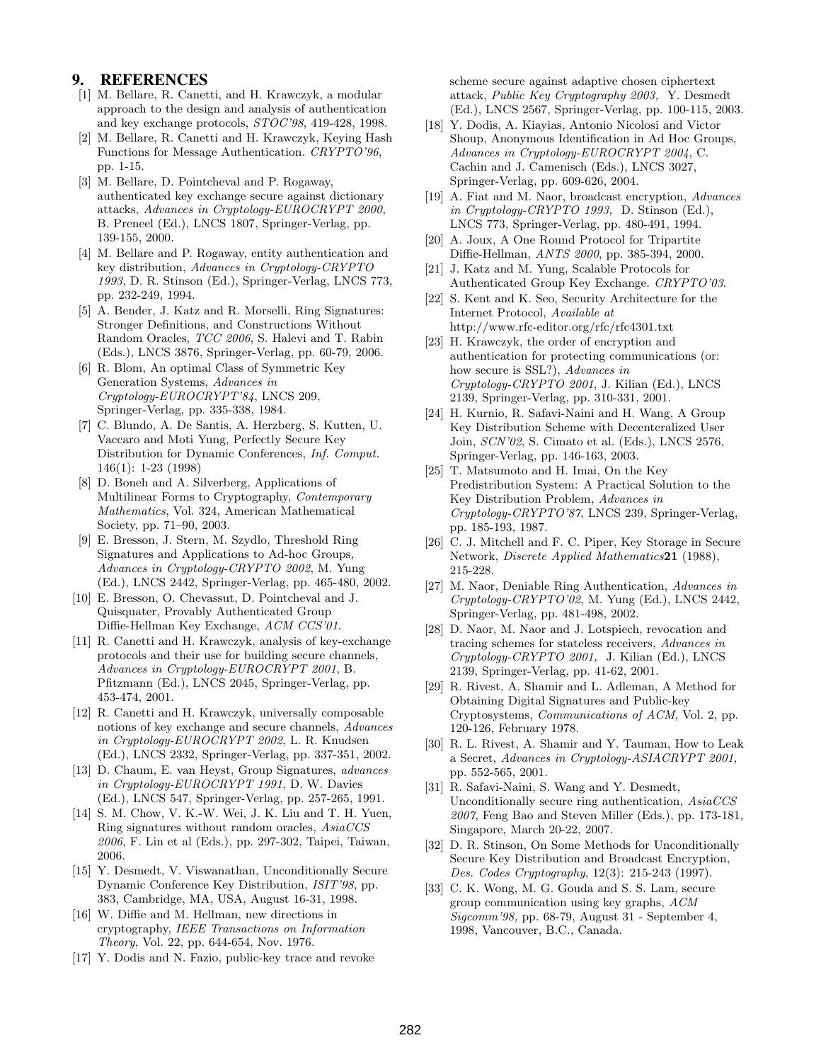## 9. REFERENCES

[1] M. Bellare, R. Canetti, and H. Krawczyk, a modular approach to the design and analysis of authentication and key exchange protocols, *STOC'98*, 419-428, 1998.

[2] M. Bellare, R. Canetti and H. Krawczyk, Keying Hash Functions for Message Authentication. *CRYPTO'96*, pp. 1-15.

[3] M. Bellare, D. Pointcheval and P. Rogaway, authenticated key exchange secure against dictionary attacks, *Advances in Cryptology-EUROCRYPT 2000*, B. Preneel (Ed.), LNCS 1807, Springer-Verlag, pp. 139-155, 2000.

[4] M. Bellare and P. Rogaway, entity authentication and key distribution, *Advances in Cryptology-CRYPTO 1993*, D. R. Stinson (Ed.), Springer-Verlag, LNCS 773, pp. 232-249, 1994.

[5] A. Bender, J. Katz and R. Morselli, Ring Signatures: Stronger Definitions, and Constructions Without Random Oracles, *TCC 2006*, S. Halevi and T. Rabin (Eds.), LNCS 3876, Springer-Verlag, pp. 60-79, 2006.

[6] R. Blom, An optimal Class of Symmetric Key Generation Systems, *Advances in Cryptology-EUROCRYPT'84*, LNCS 209, Springer-Verlag, pp. 335-338, 1984.

[7] C. Blundo, A. De Santis, A. Herzberg, S. Kutten, U. Vaccaro and Moti Yung, Perfectly Secure Key Distribution for Dynamic Conferences, *Inf. Comput.* 146(1): 1-23 (1998)

[8] D. Boneh and A. Silverberg, Applications of Multilinear Forms to Cryptography, *Contemporary Mathematics*, Vol. 324, American Mathematical Society, pp. 71–90, 2003.

[9] E. Bresson, J. Stern, M. Szydlo, Threshold Ring Signatures and Applications to Ad-hoc Groups, *Advances in Cryptology-CRYPTO 2002*, M. Yung (Ed.), LNCS 2442, Springer-Verlag, pp. 465-480, 2002.

[10] E. Bresson, O. Chevassut, D. Pointcheval and J. Quisquater, Provably Authenticated Group Diffie-Hellman Key Exchange, *ACM CCS'01*.

[11] R. Canetti and H. Krawczyk, analysis of key-exchange protocols and their use for building secure channels, *Advances in Cryptology-EUROCRYPT 2001*, B. Pfitzmann (Ed.), LNCS 2045, Springer-Verlag, pp. 453-474, 2001.

[12] R. Canetti and H. Krawczyk, universally composable notions of key exchange and secure channels, *Advances in Cryptology-EUROCRYPT 2002*, L. R. Knudsen (Ed.), LNCS 2332, Springer-Verlag, pp. 337-351, 2002.

[13] D. Chaum, E. van Heyst, Group Signatures, *advances in Cryptology-EUROCRYPT 1991*, D. W. Davies (Ed.), LNCS 547, Springer-Verlag, pp. 257-265, 1991.

[14] S. M. Chow, V. K.-W. Wei, J. K. Liu and T. H. Yuen, Ring signatures without random oracles, *AsiaCCS 2006*, F. Lin et al (Eds.), pp. 297-302, Taipei, Taiwan, 2006.

[15] Y. Desmedt, V. Viswanathan, Unconditionally Secure Dynamic Conference Key Distribution, *ISIT'98*, pp. 383, Cambridge, MA, USA, August 16-31, 1998.

[16] W. Diffie and M. Hellman, new directions in cryptography, *IEEE Transactions on Information Theory*, Vol. 22, pp. 644-654, Nov. 1976.

[17] Y. Dodis and N. Fazio, public-key trace and revoke scheme secure against adaptive chosen ciphertext attack, *Public Key Cryptography 2003,* Y. Desmedt (Ed.), LNCS 2567, Springer-Verlag, pp. 100-115, 2003.

[18] Y. Dodis, A. Kiayias, Antonio Nicolosi and Victor Shoup, Anonymous Identification in Ad Hoc Groups, *Advances in Cryptology-EUROCRYPT 2004*, C. Cachin and J. Camenisch (Eds.), LNCS 3027, Springer-Verlag, pp. 609-626, 2004.

[19] A. Fiat and M. Naor, broadcast encryption, *Advances in Cryptology-CRYPTO 1993,* D. Stinson (Ed.), LNCS 773, Springer-Verlag, pp. 480-491, 1994.

[20] A. Joux, A One Round Protocol for Tripartite Diffie-Hellman, *ANTS 2000*, pp. 385-394, 2000.

[21] J. Katz and M. Yung, Scalable Protocols for Authenticated Group Key Exchange. *CRYPTO'03*.

[22] S. Kent and K. Seo, Security Architecture for the Internet Protocol, *Available at* http://www.rfc-editor.org/rfc/rfc4301.txt

[23] H. Krawczyk, the order of encryption and authentication for protecting communications (or: how secure is SSL?), *Advances in Cryptology-CRYPTO 2001*, J. Kilian (Ed.), LNCS 2139, Springer-Verlag, pp. 310-331, 2001.

[24] H. Kurnio, R. Safavi-Naini and H. Wang, A Group Key Distribution Scheme with Decenteralized User Join, *SCN'02*, S. Cimato et al. (Eds.), LNCS 2576, Springer-Verlag, pp. 146-163, 2003.

[25] T. Matsumoto and H. Imai, On the Key Predistribution System: A Practical Solution to the Key Distribution Problem, *Advances in Cryptology-CRYPTO'87*, LNCS 239, Springer-Verlag, pp. 185-193, 1987.

[26] C. J. Mitchell and F. C. Piper, Key Storage in Secure Network, *Discrete Applied Mathematics* **21** (1988), 215-228.

[27] M. Naor, Deniable Ring Authentication, *Advances in Cryptology-CRYPTO'02*, M. Yung (Ed.), LNCS 2442, Springer-Verlag, pp. 481-498, 2002.

[28] D. Naor, M. Naor and J. Lotspiech, revocation and tracing schemes for stateless receivers, *Advances in Cryptology-CRYPTO 2001,* J. Kilian (Ed.), LNCS 2139, Springer-Verlag, pp. 41-62, 2001.

[29] R. Rivest, A. Shamir and L. Adleman, A Method for Obtaining Digital Signatures and Public-key Cryptosystems, *Communications of ACM*, Vol. 2, pp. 120-126, February 1978.

[30] R. L. Rivest, A. Shamir and Y. Tauman, How to Leak a Secret, *Advances in Cryptology-ASIACRYPT 2001*, pp. 552-565, 2001.

[31] R. Safavi-Naini, S. Wang and Y. Desmedt, Unconditionally secure ring authentication, *AsiaCCS 2007*, Feng Bao and Steven Miller (Eds.), pp. 173-181, Singapore, March 20-22, 2007.

[32] D. R. Stinson, On Some Methods for Unconditionally Secure Key Distribution and Broadcast Encryption, *Des. Codes Cryptography*, 12(3): 215-243 (1997).

[33] C. K. Wong, M. G. Gouda and S. S. Lam, secure group communication using key graphs, *ACM Sigcomm'98,* pp. 68-79, August 31 - September 4, 1998, Vancouver, B.C., Canada.